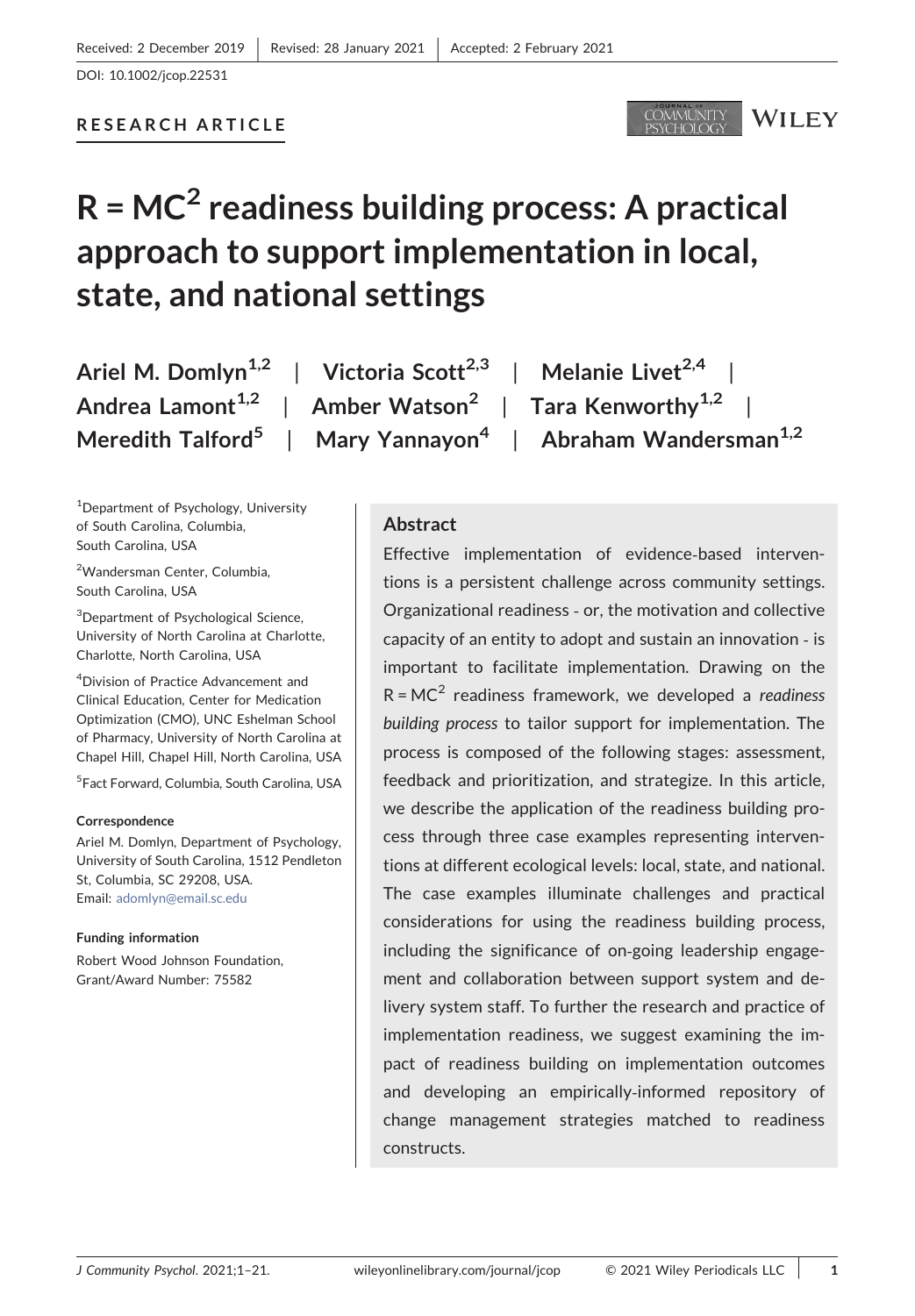Received: 2 December 2019 | Revised: 28 January 2021 | Accepted: 2 February 2021

DOI: 10.1002/jcop.22531

**RESEARCH ARTICLE**

# R = MC$^2$ readiness building process: A practical approach to support implementation in local, state, and national settings

**Ariel M. Domlyn[1,2] | Victoria Scott[2,3] | Melanie Livet[2,4] | Andrea Lamont[1,2] | Amber Watson[2] | Tara Kenworthy[1,2] | Meredith Talford[5] | Mary Yannayon[4] | Abraham Wandersman[1,2]**

[1]Department of Psychology, University of South Carolina, Columbia, South Carolina, USA

[2]Wandersman Center, Columbia, South Carolina, USA

[3]Department of Psychological Science, University of North Carolina at Charlotte, Charlotte, North Carolina, USA

[4]Division of Practice Advancement and Clinical Education, Center for Medication Optimization (CMO), UNC Eshelman School of Pharmacy, University of North Carolina at Chapel Hill, Chapel Hill, North Carolina, USA

[5]Fact Forward, Columbia, South Carolina, USA

**Correspondence**

Ariel M. Domlyn, Department of Psychology, University of South Carolina, 1512 Pendleton St, Columbia, SC 29208, USA.
Email: adomlyn@email.sc.edu

**Funding information**

Robert Wood Johnson Foundation, Grant/Award Number: 75582

## Abstract

Effective implementation of evidence-based interventions is a persistent challenge across community settings. Organizational readiness - or, the motivation and collective capacity of an entity to adopt and sustain an innovation - is important to facilitate implementation. Drawing on the R = MC$^2$ readiness framework, we developed a *readiness building process* to tailor support for implementation. The process is composed of the following stages: assessment, feedback and prioritization, and strategize. In this article, we describe the application of the readiness building process through three case examples representing interventions at different ecological levels: local, state, and national. The case examples illuminate challenges and practical considerations for using the readiness building process, including the significance of on-going leadership engagement and collaboration between support system and delivery system staff. To further the research and practice of implementation readiness, we suggest examining the impact of readiness building on implementation outcomes and developing an empirically-informed repository of change management strategies matched to readiness constructs.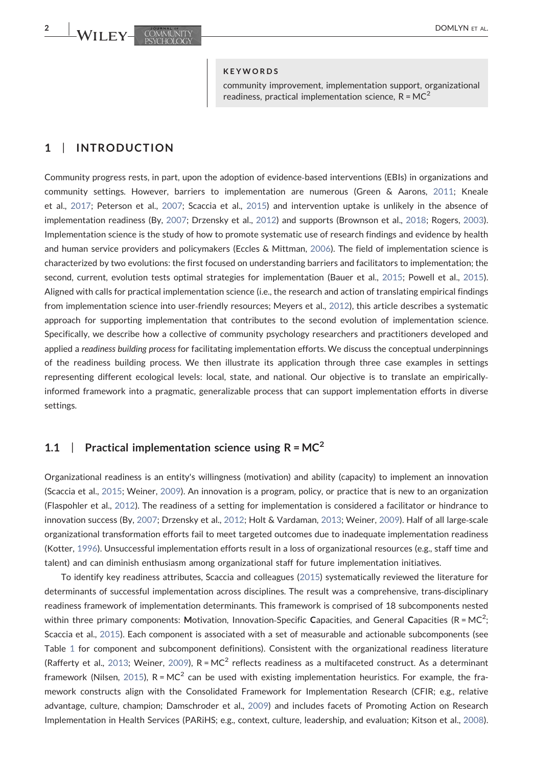**KEYWORDS**

community improvement, implementation support, organizational readiness, practical implementation science, R = MC$^2$

## 1 | INTRODUCTION

Community progress rests, in part, upon the adoption of evidence-based interventions (EBIs) in organizations and community settings. However, barriers to implementation are numerous (Green & Aarons, 2011; Kneale et al., 2017; Peterson et al., 2007; Scaccia et al., 2015) and intervention uptake is unlikely in the absence of implementation readiness (By, 2007; Drzensky et al., 2012) and supports (Brownson et al., 2018; Rogers, 2003). Implementation science is the study of how to promote systematic use of research findings and evidence by health and human service providers and policymakers (Eccles & Mittman, 2006). The field of implementation science is characterized by two evolutions: the first focused on understanding barriers and facilitators to implementation; the second, current, evolution tests optimal strategies for implementation (Bauer et al., 2015; Powell et al., 2015). Aligned with calls for practical implementation science (i.e., the research and action of translating empirical findings from implementation science into user-friendly resources; Meyers et al., 2012), this article describes a systematic approach for supporting implementation that contributes to the second evolution of implementation science. Specifically, we describe how a collective of community psychology researchers and practitioners developed and applied a *readiness building process* for facilitating implementation efforts. We discuss the conceptual underpinnings of the readiness building process. We then illustrate its application through three case examples in settings representing different ecological levels: local, state, and national. Our objective is to translate an empirically-informed framework into a pragmatic, generalizable process that can support implementation efforts in diverse settings.

### 1.1 | Practical implementation science using R = MC$^2$

Organizational readiness is an entity's willingness (motivation) and ability (capacity) to implement an innovation (Scaccia et al., 2015; Weiner, 2009). An innovation is a program, policy, or practice that is new to an organization (Flaspohler et al., 2012). The readiness of a setting for implementation is considered a facilitator or hindrance to innovation success (By, 2007; Drzensky et al., 2012; Holt & Vardaman, 2013; Weiner, 2009). Half of all large-scale organizational transformation efforts fail to meet targeted outcomes due to inadequate implementation readiness (Kotter, 1996). Unsuccessful implementation efforts result in a loss of organizational resources (e.g., staff time and talent) and can diminish enthusiasm among organizational staff for future implementation initiatives.

To identify key readiness attributes, Scaccia and colleagues (2015) systematically reviewed the literature for determinants of successful implementation across disciplines. The result was a comprehensive, trans-disciplinary readiness framework of implementation determinants. This framework is comprised of 18 subcomponents nested within three primary components: **M**otivation, Innovation-Specific **C**apacities, and General **C**apacities (R = MC$^2$; Scaccia et al., 2015). Each component is associated with a set of measurable and actionable subcomponents (see Table 1 for component and subcomponent definitions). Consistent with the organizational readiness literature (Rafferty et al., 2013; Weiner, 2009), R = MC$^2$ reflects readiness as a multifaceted construct. As a determinant framework (Nilsen, 2015), R = MC$^2$ can be used with existing implementation heuristics. For example, the framework constructs align with the Consolidated Framework for Implementation Research (CFIR; e.g., relative advantage, culture, champion; Damschroder et al., 2009) and includes facets of Promoting Action on Research Implementation in Health Services (PARiHS; e.g., context, culture, leadership, and evaluation; Kitson et al., 2008).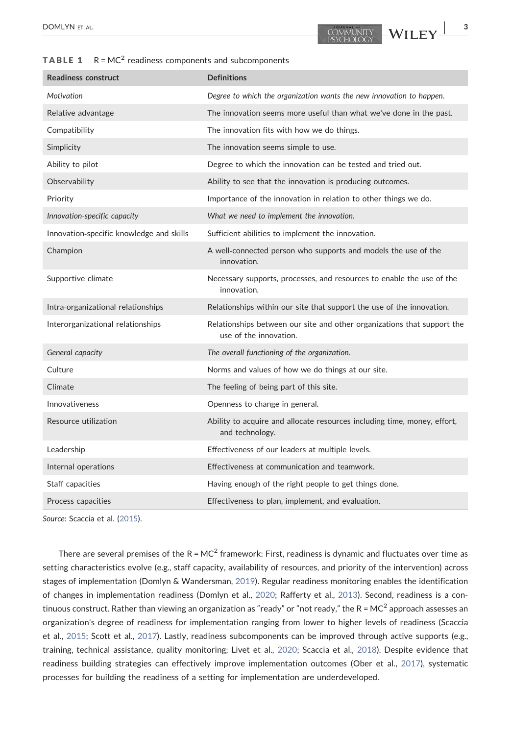**TABLE 1** $R = MC^2$ readiness components and subcomponents

| Readiness construct | Definitions |
|---|---|
| *Motivation* | *Degree to which the organization wants the new innovation to happen.* |
| Relative advantage | The innovation seems more useful than what we've done in the past. |
| Compatibility | The innovation fits with how we do things. |
| Simplicity | The innovation seems simple to use. |
| Ability to pilot | Degree to which the innovation can be tested and tried out. |
| Observability | Ability to see that the innovation is producing outcomes. |
| Priority | Importance of the innovation in relation to other things we do. |
| *Innovation-specific capacity* | *What we need to implement the innovation.* |
| Innovation-specific knowledge and skills | Sufficient abilities to implement the innovation. |
| Champion | A well-connected person who supports and models the use of the innovation. |
| Supportive climate | Necessary supports, processes, and resources to enable the use of the innovation. |
| Intra-organizational relationships | Relationships within our site that support the use of the innovation. |
| Interorganizational relationships | Relationships between our site and other organizations that support the use of the innovation. |
| *General capacity* | *The overall functioning of the organization.* |
| Culture | Norms and values of how we do things at our site. |
| Climate | The feeling of being part of this site. |
| Innovativeness | Openness to change in general. |
| Resource utilization | Ability to acquire and allocate resources including time, money, effort, and technology. |
| Leadership | Effectiveness of our leaders at multiple levels. |
| Internal operations | Effectiveness at communication and teamwork. |
| Staff capacities | Having enough of the right people to get things done. |
| Process capacities | Effectiveness to plan, implement, and evaluation. |

*Source*: Scaccia et al. (2015).

There are several premises of the $R = MC^2$ framework: First, readiness is dynamic and fluctuates over time as setting characteristics evolve (e.g., staff capacity, availability of resources, and priority of the intervention) across stages of implementation (Domlyn & Wandersman, 2019). Regular readiness monitoring enables the identification of changes in implementation readiness (Domlyn et al., 2020; Rafferty et al., 2013). Second, readiness is a continuous construct. Rather than viewing an organization as "ready" or "not ready," the $R = MC^2$ approach assesses an organization's degree of readiness for implementation ranging from lower to higher levels of readiness (Scaccia et al., 2015; Scott et al., 2017). Lastly, readiness subcomponents can be improved through active supports (e.g., training, technical assistance, quality monitoring; Livet et al., 2020; Scaccia et al., 2018). Despite evidence that readiness building strategies can effectively improve implementation outcomes (Ober et al., 2017), systematic processes for building the readiness of a setting for implementation are underdeveloped.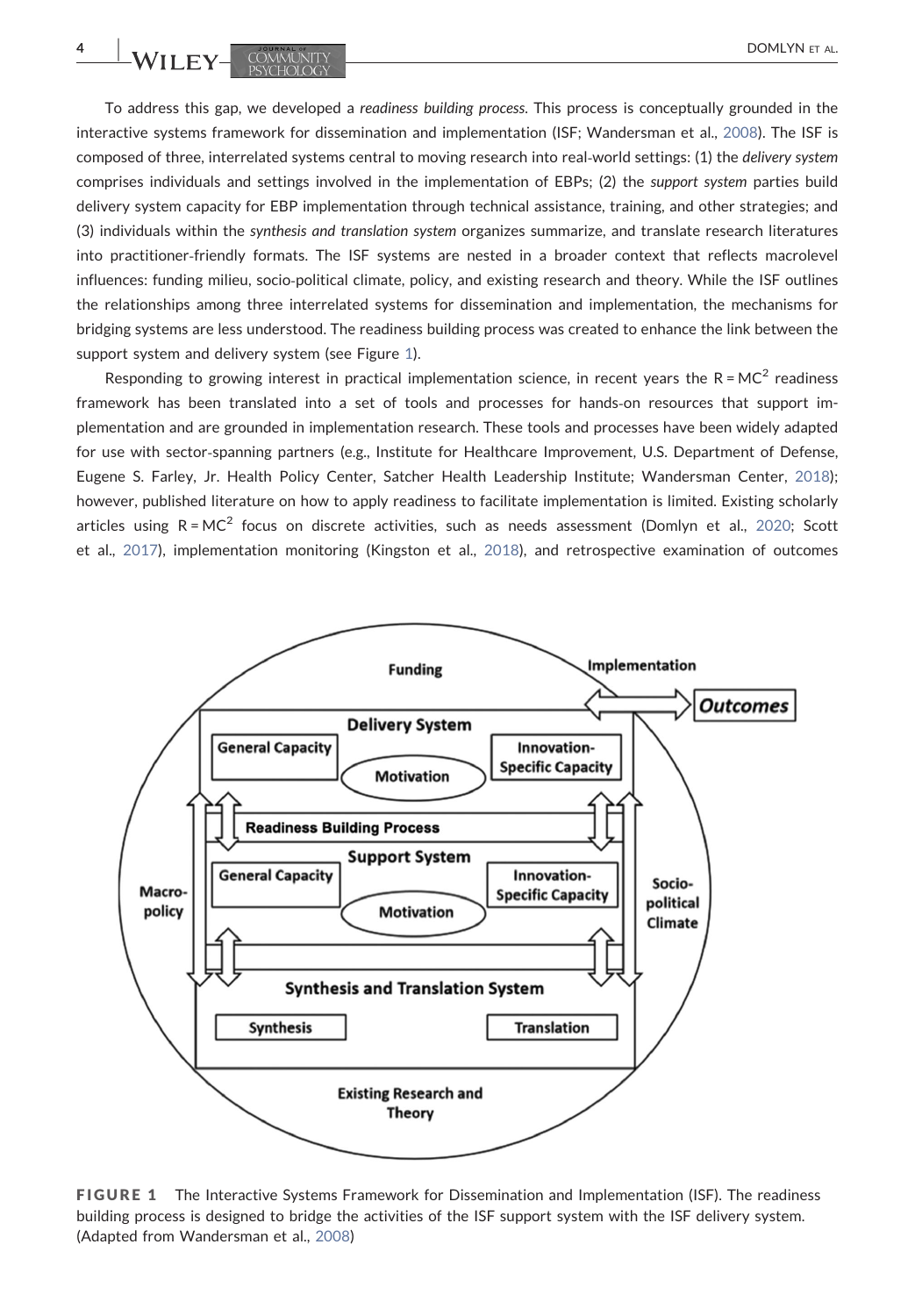To address this gap, we developed a *readiness building process*. This process is conceptually grounded in the interactive systems framework for dissemination and implementation (ISF; Wandersman et al., 2008). The ISF is composed of three, interrelated systems central to moving research into real-world settings: (1) the *delivery system* comprises individuals and settings involved in the implementation of EBPs; (2) the *support system* parties build delivery system capacity for EBP implementation through technical assistance, training, and other strategies; and (3) individuals within the *synthesis and translation system* organizes summarize, and translate research literatures into practitioner-friendly formats. The ISF systems are nested in a broader context that reflects macrolevel influences: funding milieu, socio-political climate, policy, and existing research and theory. While the ISF outlines the relationships among three interrelated systems for dissemination and implementation, the mechanisms for bridging systems are less understood. The readiness building process was created to enhance the link between the support system and delivery system (see Figure 1).

Responding to growing interest in practical implementation science, in recent years the $R = MC^2$ readiness framework has been translated into a set of tools and processes for hands-on resources that support implementation and are grounded in implementation research. These tools and processes have been widely adapted for use with sector-spanning partners (e.g., Institute for Healthcare Improvement, U.S. Department of Defense, Eugene S. Farley, Jr. Health Policy Center, Satcher Health Leadership Institute; Wandersman Center, 2018); however, published literature on how to apply readiness to facilitate implementation is limited. Existing scholarly articles using $R = MC^2$ focus on discrete activities, such as needs assessment (Domlyn et al., 2020; Scott et al., 2017), implementation monitoring (Kingston et al., 2018), and retrospective examination of outcomes

Funding
Implementation
Outcomes
Delivery System
General Capacity
Motivation
Innovation-Specific Capacity
Readiness Building Process
Support System
General Capacity
Motivation
Innovation-Specific Capacity
Macro-policy
Socio-political Climate
Synthesis and Translation System
Synthesis
Translation
Existing Research and Theory

**FIGURE 1** The Interactive Systems Framework for Dissemination and Implementation (ISF). The readiness building process is designed to bridge the activities of the ISF support system with the ISF delivery system. (Adapted from Wandersman et al., 2008)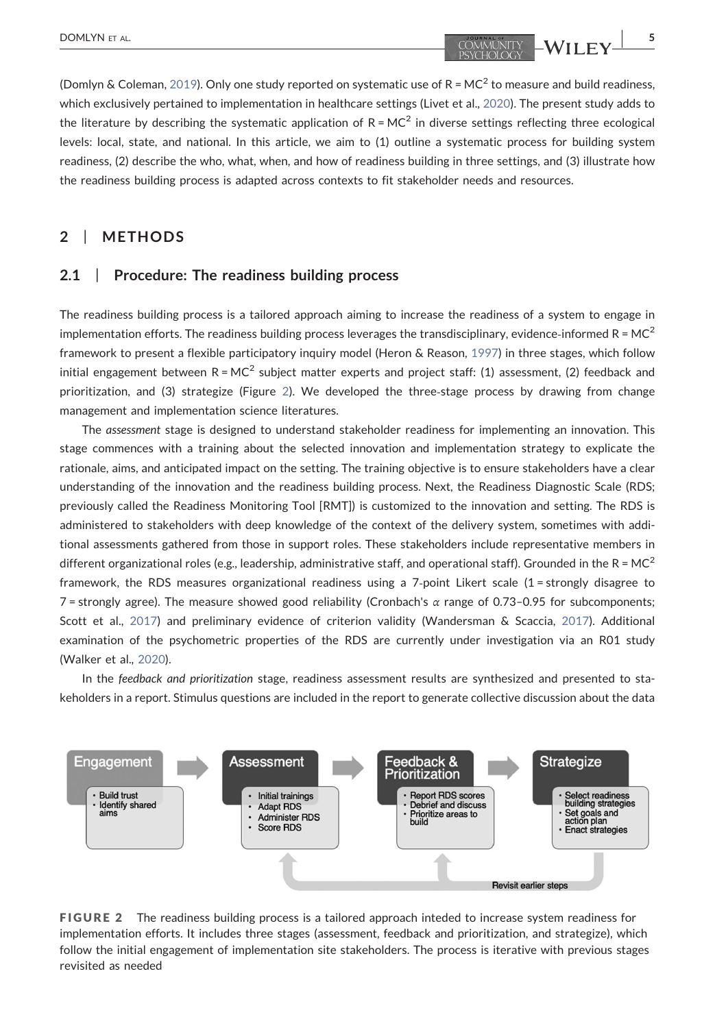(Domlyn & Coleman, 2019). Only one study reported on systematic use of R = MC$^2$ to measure and build readiness, which exclusively pertained to implementation in healthcare settings (Livet et al., 2020). The present study adds to the literature by describing the systematic application of R = MC$^2$ in diverse settings reflecting three ecological levels: local, state, and national. In this article, we aim to (1) outline a systematic process for building system readiness, (2) describe the who, what, when, and how of readiness building in three settings, and (3) illustrate how the readiness building process is adapted across contexts to fit stakeholder needs and resources.

## 2 | METHODS

### 2.1 | Procedure: The readiness building process

The readiness building process is a tailored approach aiming to increase the readiness of a system to engage in implementation efforts. The readiness building process leverages the transdisciplinary, evidence-informed R = MC$^2$ framework to present a flexible participatory inquiry model (Heron & Reason, 1997) in three stages, which follow initial engagement between R = MC$^2$ subject matter experts and project staff: (1) assessment, (2) feedback and prioritization, and (3) strategize (Figure 2). We developed the three-stage process by drawing from change management and implementation science literatures.

The *assessment* stage is designed to understand stakeholder readiness for implementing an innovation. This stage commences with a training about the selected innovation and implementation strategy to explicate the rationale, aims, and anticipated impact on the setting. The training objective is to ensure stakeholders have a clear understanding of the innovation and the readiness building process. Next, the Readiness Diagnostic Scale (RDS; previously called the Readiness Monitoring Tool [RMT]) is customized to the innovation and setting. The RDS is administered to stakeholders with deep knowledge of the context of the delivery system, sometimes with additional assessments gathered from those in support roles. These stakeholders include representative members in different organizational roles (e.g., leadership, administrative staff, and operational staff). Grounded in the R = MC$^2$ framework, the RDS measures organizational readiness using a 7-point Likert scale (1 = strongly disagree to 7 = strongly agree). The measure showed good reliability (Cronbach's $\alpha$ range of 0.73–0.95 for subcomponents; Scott et al., 2017) and preliminary evidence of criterion validity (Wandersman & Scaccia, 2017). Additional examination of the psychometric properties of the RDS are currently under investigation via an R01 study (Walker et al., 2020).

In the *feedback and prioritization* stage, readiness assessment results are synthesized and presented to stakeholders in a report. Stimulus questions are included in the report to generate collective discussion about the data

Engagement
- Build trust
- Identify shared aims

Assessment
- Initial trainings
- Adapt RDS
- Administer RDS
- Score RDS

Feedback & Prioritization
- Report RDS scores
- Debrief and discuss
- Prioritize areas to build

Strategize
- Select readiness building strategies
- Set goals and action plan
- Enact strategies

Revisit earlier steps

**FIGURE 2** The readiness building process is a tailored approach inteded to increase system readiness for implementation efforts. It includes three stages (assessment, feedback and prioritization, and strategize), which follow the initial engagement of implementation site stakeholders. The process is iterative with previous stages revisited as needed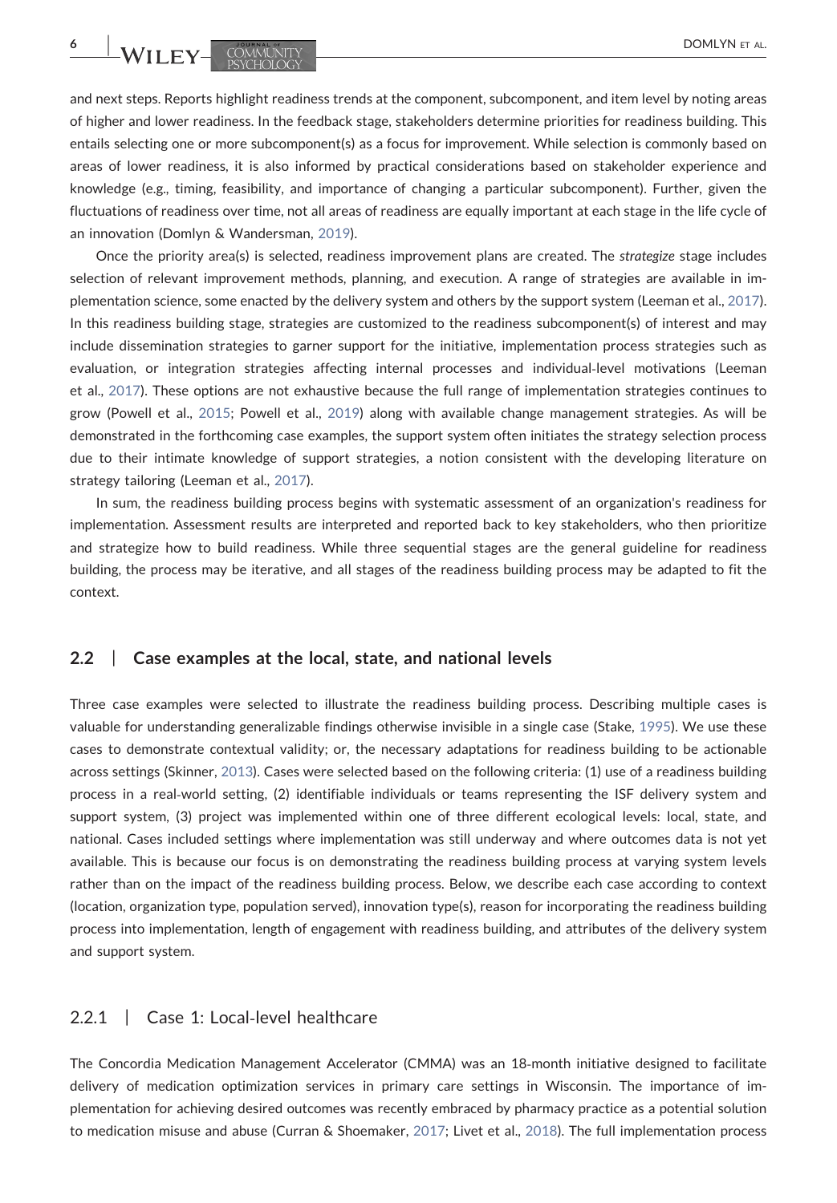and next steps. Reports highlight readiness trends at the component, subcomponent, and item level by noting areas of higher and lower readiness. In the feedback stage, stakeholders determine priorities for readiness building. This entails selecting one or more subcomponent(s) as a focus for improvement. While selection is commonly based on areas of lower readiness, it is also informed by practical considerations based on stakeholder experience and knowledge (e.g., timing, feasibility, and importance of changing a particular subcomponent). Further, given the fluctuations of readiness over time, not all areas of readiness are equally important at each stage in the life cycle of an innovation (Domlyn & Wandersman, 2019).

Once the priority area(s) is selected, readiness improvement plans are created. The *strategize* stage includes selection of relevant improvement methods, planning, and execution. A range of strategies are available in implementation science, some enacted by the delivery system and others by the support system (Leeman et al., 2017). In this readiness building stage, strategies are customized to the readiness subcomponent(s) of interest and may include dissemination strategies to garner support for the initiative, implementation process strategies such as evaluation, or integration strategies affecting internal processes and individual-level motivations (Leeman et al., 2017). These options are not exhaustive because the full range of implementation strategies continues to grow (Powell et al., 2015; Powell et al., 2019) along with available change management strategies. As will be demonstrated in the forthcoming case examples, the support system often initiates the strategy selection process due to their intimate knowledge of support strategies, a notion consistent with the developing literature on strategy tailoring (Leeman et al., 2017).

In sum, the readiness building process begins with systematic assessment of an organization's readiness for implementation. Assessment results are interpreted and reported back to key stakeholders, who then prioritize and strategize how to build readiness. While three sequential stages are the general guideline for readiness building, the process may be iterative, and all stages of the readiness building process may be adapted to fit the context.

## 2.2 | Case examples at the local, state, and national levels

Three case examples were selected to illustrate the readiness building process. Describing multiple cases is valuable for understanding generalizable findings otherwise invisible in a single case (Stake, 1995). We use these cases to demonstrate contextual validity; or, the necessary adaptations for readiness building to be actionable across settings (Skinner, 2013). Cases were selected based on the following criteria: (1) use of a readiness building process in a real-world setting, (2) identifiable individuals or teams representing the ISF delivery system and support system, (3) project was implemented within one of three different ecological levels: local, state, and national. Cases included settings where implementation was still underway and where outcomes data is not yet available. This is because our focus is on demonstrating the readiness building process at varying system levels rather than on the impact of the readiness building process. Below, we describe each case according to context (location, organization type, population served), innovation type(s), reason for incorporating the readiness building process into implementation, length of engagement with readiness building, and attributes of the delivery system and support system.

### 2.2.1 | Case 1: Local-level healthcare

The Concordia Medication Management Accelerator (CMMA) was an 18-month initiative designed to facilitate delivery of medication optimization services in primary care settings in Wisconsin. The importance of implementation for achieving desired outcomes was recently embraced by pharmacy practice as a potential solution to medication misuse and abuse (Curran & Shoemaker, 2017; Livet et al., 2018). The full implementation process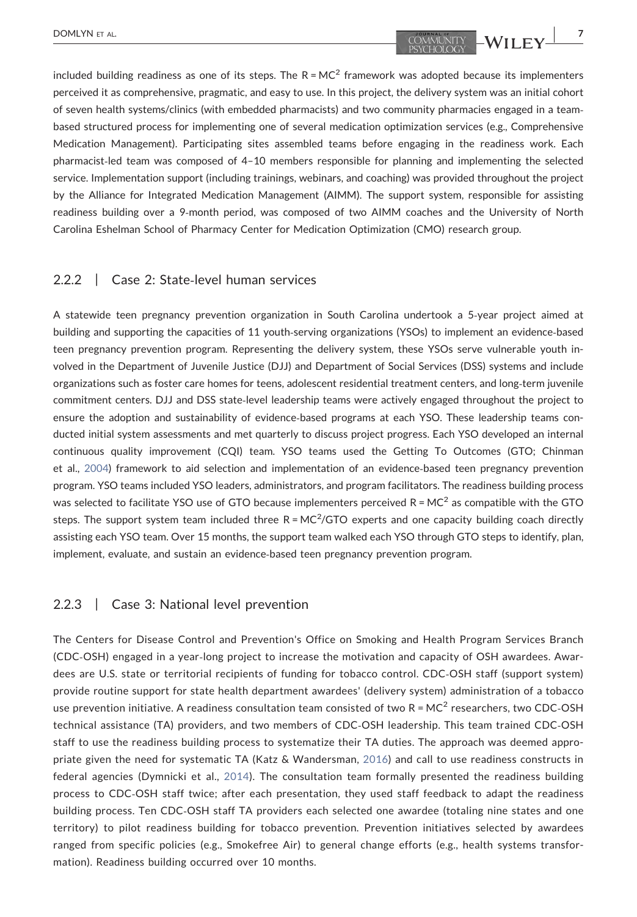included building readiness as one of its steps. The $R = MC^2$ framework was adopted because its implementers perceived it as comprehensive, pragmatic, and easy to use. In this project, the delivery system was an initial cohort of seven health systems/clinics (with embedded pharmacists) and two community pharmacies engaged in a team-based structured process for implementing one of several medication optimization services (e.g., Comprehensive Medication Management). Participating sites assembled teams before engaging in the readiness work. Each pharmacist-led team was composed of 4–10 members responsible for planning and implementing the selected service. Implementation support (including trainings, webinars, and coaching) was provided throughout the project by the Alliance for Integrated Medication Management (AIMM). The support system, responsible for assisting readiness building over a 9-month period, was composed of two AIMM coaches and the University of North Carolina Eshelman School of Pharmacy Center for Medication Optimization (CMO) research group.

### 2.2.2 | Case 2: State-level human services

A statewide teen pregnancy prevention organization in South Carolina undertook a 5-year project aimed at building and supporting the capacities of 11 youth-serving organizations (YSOs) to implement an evidence-based teen pregnancy prevention program. Representing the delivery system, these YSOs serve vulnerable youth involved in the Department of Juvenile Justice (DJJ) and Department of Social Services (DSS) systems and include organizations such as foster care homes for teens, adolescent residential treatment centers, and long-term juvenile commitment centers. DJJ and DSS state-level leadership teams were actively engaged throughout the project to ensure the adoption and sustainability of evidence-based programs at each YSO. These leadership teams conducted initial system assessments and met quarterly to discuss project progress. Each YSO developed an internal continuous quality improvement (CQI) team. YSO teams used the Getting To Outcomes (GTO; Chinman et al., 2004) framework to aid selection and implementation of an evidence-based teen pregnancy prevention program. YSO teams included YSO leaders, administrators, and program facilitators. The readiness building process was selected to facilitate YSO use of GTO because implementers perceived $R = MC^2$ as compatible with the GTO steps. The support system team included three $R = MC^2$/GTO experts and one capacity building coach directly assisting each YSO team. Over 15 months, the support team walked each YSO through GTO steps to identify, plan, implement, evaluate, and sustain an evidence-based teen pregnancy prevention program.

### 2.2.3 | Case 3: National level prevention

The Centers for Disease Control and Prevention's Office on Smoking and Health Program Services Branch (CDC-OSH) engaged in a year-long project to increase the motivation and capacity of OSH awardees. Awardees are U.S. state or territorial recipients of funding for tobacco control. CDC-OSH staff (support system) provide routine support for state health department awardees' (delivery system) administration of a tobacco use prevention initiative. A readiness consultation team consisted of two $R = MC^2$ researchers, two CDC-OSH technical assistance (TA) providers, and two members of CDC-OSH leadership. This team trained CDC-OSH staff to use the readiness building process to systematize their TA duties. The approach was deemed appropriate given the need for systematic TA (Katz & Wandersman, 2016) and call to use readiness constructs in federal agencies (Dymnicki et al., 2014). The consultation team formally presented the readiness building process to CDC-OSH staff twice; after each presentation, they used staff feedback to adapt the readiness building process. Ten CDC-OSH staff TA providers each selected one awardee (totaling nine states and one territory) to pilot readiness building for tobacco prevention. Prevention initiatives selected by awardees ranged from specific policies (e.g., Smokefree Air) to general change efforts (e.g., health systems transformation). Readiness building occurred over 10 months.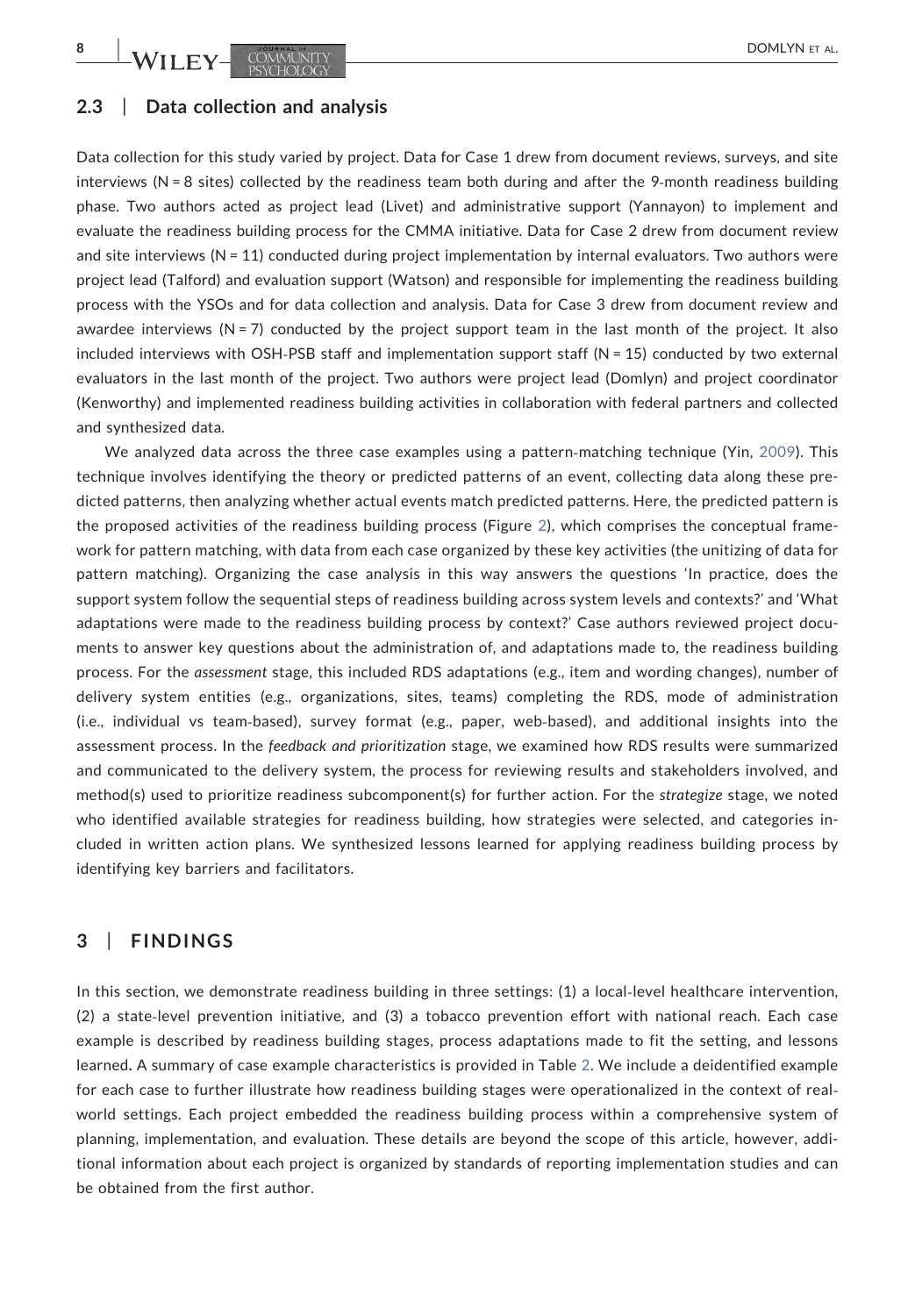## 2.3 | Data collection and analysis

Data collection for this study varied by project. Data for Case 1 drew from document reviews, surveys, and site interviews (N = 8 sites) collected by the readiness team both during and after the 9-month readiness building phase. Two authors acted as project lead (Livet) and administrative support (Yannayon) to implement and evaluate the readiness building process for the CMMA initiative. Data for Case 2 drew from document review and site interviews (N = 11) conducted during project implementation by internal evaluators. Two authors were project lead (Talford) and evaluation support (Watson) and responsible for implementing the readiness building process with the YSOs and for data collection and analysis. Data for Case 3 drew from document review and awardee interviews (N = 7) conducted by the project support team in the last month of the project. It also included interviews with OSH-PSB staff and implementation support staff (N = 15) conducted by two external evaluators in the last month of the project. Two authors were project lead (Domlyn) and project coordinator (Kenworthy) and implemented readiness building activities in collaboration with federal partners and collected and synthesized data.

We analyzed data across the three case examples using a pattern-matching technique (Yin, 2009). This technique involves identifying the theory or predicted patterns of an event, collecting data along these predicted patterns, then analyzing whether actual events match predicted patterns. Here, the predicted pattern is the proposed activities of the readiness building process (Figure 2), which comprises the conceptual framework for pattern matching, with data from each case organized by these key activities (the unitizing of data for pattern matching). Organizing the case analysis in this way answers the questions 'In practice, does the support system follow the sequential steps of readiness building across system levels and contexts?' and 'What adaptations were made to the readiness building process by context?' Case authors reviewed project documents to answer key questions about the administration of, and adaptations made to, the readiness building process. For the *assessment* stage, this included RDS adaptations (e.g., item and wording changes), number of delivery system entities (e.g., organizations, sites, teams) completing the RDS, mode of administration (i.e., individual vs team-based), survey format (e.g., paper, web-based), and additional insights into the assessment process. In the *feedback and prioritization* stage, we examined how RDS results were summarized and communicated to the delivery system, the process for reviewing results and stakeholders involved, and method(s) used to prioritize readiness subcomponent(s) for further action. For the *strategize* stage, we noted who identified available strategies for readiness building, how strategies were selected, and categories included in written action plans. We synthesized lessons learned for applying readiness building process by identifying key barriers and facilitators.

# 3 | FINDINGS

In this section, we demonstrate readiness building in three settings: (1) a local-level healthcare intervention, (2) a state-level prevention initiative, and (3) a tobacco prevention effort with national reach. Each case example is described by readiness building stages, process adaptations made to fit the setting, and lessons learned. A summary of case example characteristics is provided in Table 2. We include a deidentified example for each case to further illustrate how readiness building stages were operationalized in the context of real-world settings. Each project embedded the readiness building process within a comprehensive system of planning, implementation, and evaluation. These details are beyond the scope of this article, however, additional information about each project is organized by standards of reporting implementation studies and can be obtained from the first author.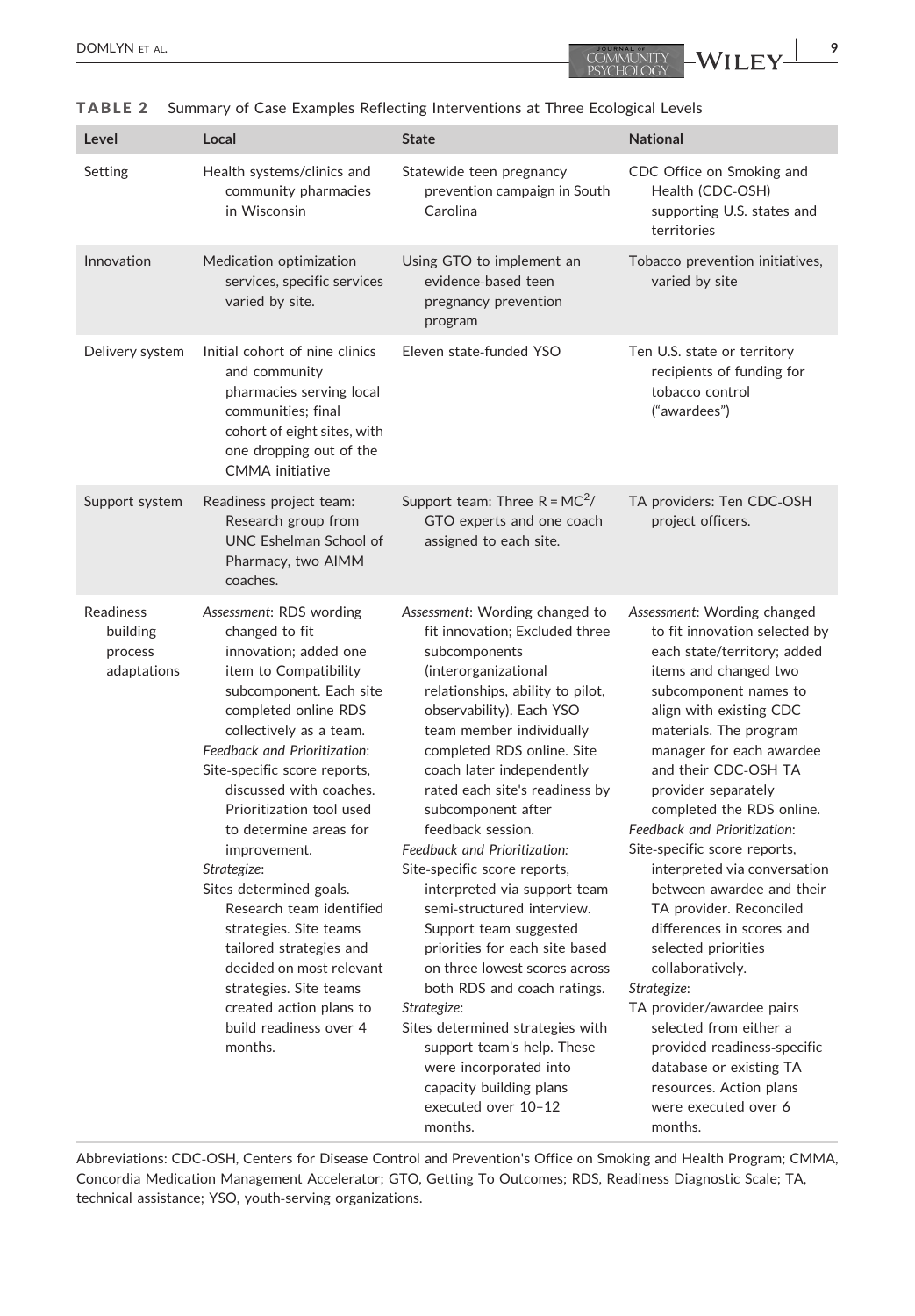**TABLE 2** Summary of Case Examples Reflecting Interventions at Three Ecological Levels

| Level | Local | State | National |
|---|---|---|---|
| Setting | Health systems/clinics and community pharmacies in Wisconsin | Statewide teen pregnancy prevention campaign in South Carolina | CDC Office on Smoking and Health (CDC-OSH) supporting U.S. states and territories |
| Innovation | Medication optimization services, specific services varied by site. | Using GTO to implement an evidence-based teen pregnancy prevention program | Tobacco prevention initiatives, varied by site |
| Delivery system | Initial cohort of nine clinics and community pharmacies serving local communities; final cohort of eight sites, with one dropping out of the CMMA initiative | Eleven state-funded YSO | Ten U.S. state or territory recipients of funding for tobacco control ("awardees") |
| Support system | Readiness project team: Research group from UNC Eshelman School of Pharmacy, two AIMM coaches. | Support team: Three $R = MC^2$/ GTO experts and one coach assigned to each site. | TA providers: Ten CDC-OSH project officers. |
| Readiness building process adaptations | *Assessment*: RDS wording changed to fit innovation; added one item to Compatibility subcomponent. Each site completed online RDS collectively as a team. *Feedback and Prioritization*: Site-specific score reports, discussed with coaches. Prioritization tool used to determine areas for improvement. *Strategize*: Sites determined goals. Research team identified strategies. Site teams tailored strategies and decided on most relevant strategies. Site teams created action plans to build readiness over 4 months. | *Assessment*: Wording changed to fit innovation; Excluded three subcomponents (interorganizational relationships, ability to pilot, observability). Each YSO team member individually completed RDS online. Site coach later independently rated each site's readiness by subcomponent after feedback session. *Feedback and Prioritization:* Site-specific score reports, interpreted via support team semi-structured interview. Support team suggested priorities for each site based on three lowest scores across both RDS and coach ratings. *Strategize*: Sites determined strategies with support team's help. These were incorporated into capacity building plans executed over 10–12 months. | *Assessment*: Wording changed to fit innovation selected by each state/territory; added items and changed two subcomponent names to align with existing CDC materials. The program manager for each awardee and their CDC-OSH TA provider separately completed the RDS online. *Feedback and Prioritization*: Site-specific score reports, interpreted via conversation between awardee and their TA provider. Reconciled differences in scores and selected priorities collaboratively. *Strategize*: TA provider/awardee pairs selected from either a provided readiness-specific database or existing TA resources. Action plans were executed over 6 months. |

Abbreviations: CDC-OSH, Centers for Disease Control and Prevention's Office on Smoking and Health Program; CMMA, Concordia Medication Management Accelerator; GTO, Getting To Outcomes; RDS, Readiness Diagnostic Scale; TA, technical assistance; YSO, youth-serving organizations.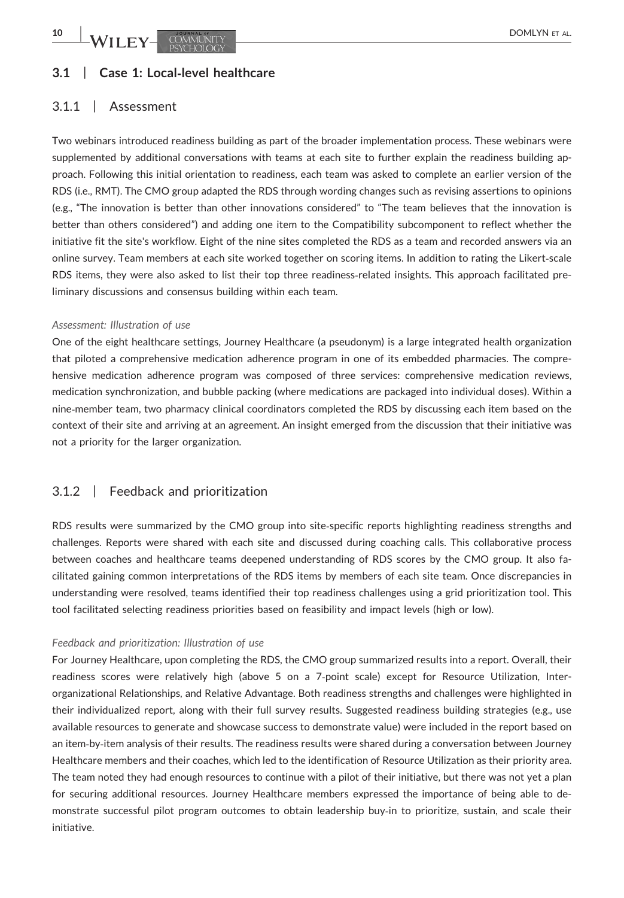## 3.1 | Case 1: Local-level healthcare

### 3.1.1 | Assessment

Two webinars introduced readiness building as part of the broader implementation process. These webinars were supplemented by additional conversations with teams at each site to further explain the readiness building approach. Following this initial orientation to readiness, each team was asked to complete an earlier version of the RDS (i.e., RMT). The CMO group adapted the RDS through wording changes such as revising assertions to opinions (e.g., "The innovation is better than other innovations considered" to "The team believes that the innovation is better than others considered") and adding one item to the Compatibility subcomponent to reflect whether the initiative fit the site's workflow. Eight of the nine sites completed the RDS as a team and recorded answers via an online survey. Team members at each site worked together on scoring items. In addition to rating the Likert-scale RDS items, they were also asked to list their top three readiness-related insights. This approach facilitated preliminary discussions and consensus building within each team.

*Assessment: Illustration of use*

One of the eight healthcare settings, Journey Healthcare (a pseudonym) is a large integrated health organization that piloted a comprehensive medication adherence program in one of its embedded pharmacies. The comprehensive medication adherence program was composed of three services: comprehensive medication reviews, medication synchronization, and bubble packing (where medications are packaged into individual doses). Within a nine-member team, two pharmacy clinical coordinators completed the RDS by discussing each item based on the context of their site and arriving at an agreement. An insight emerged from the discussion that their initiative was not a priority for the larger organization.

### 3.1.2 | Feedback and prioritization

RDS results were summarized by the CMO group into site-specific reports highlighting readiness strengths and challenges. Reports were shared with each site and discussed during coaching calls. This collaborative process between coaches and healthcare teams deepened understanding of RDS scores by the CMO group. It also facilitated gaining common interpretations of the RDS items by members of each site team. Once discrepancies in understanding were resolved, teams identified their top readiness challenges using a grid prioritization tool. This tool facilitated selecting readiness priorities based on feasibility and impact levels (high or low).

*Feedback and prioritization: Illustration of use*

For Journey Healthcare, upon completing the RDS, the CMO group summarized results into a report. Overall, their readiness scores were relatively high (above 5 on a 7-point scale) except for Resource Utilization, Inter-organizational Relationships, and Relative Advantage. Both readiness strengths and challenges were highlighted in their individualized report, along with their full survey results. Suggested readiness building strategies (e.g., use available resources to generate and showcase success to demonstrate value) were included in the report based on an item-by-item analysis of their results. The readiness results were shared during a conversation between Journey Healthcare members and their coaches, which led to the identification of Resource Utilization as their priority area. The team noted they had enough resources to continue with a pilot of their initiative, but there was not yet a plan for securing additional resources. Journey Healthcare members expressed the importance of being able to demonstrate successful pilot program outcomes to obtain leadership buy-in to prioritize, sustain, and scale their initiative.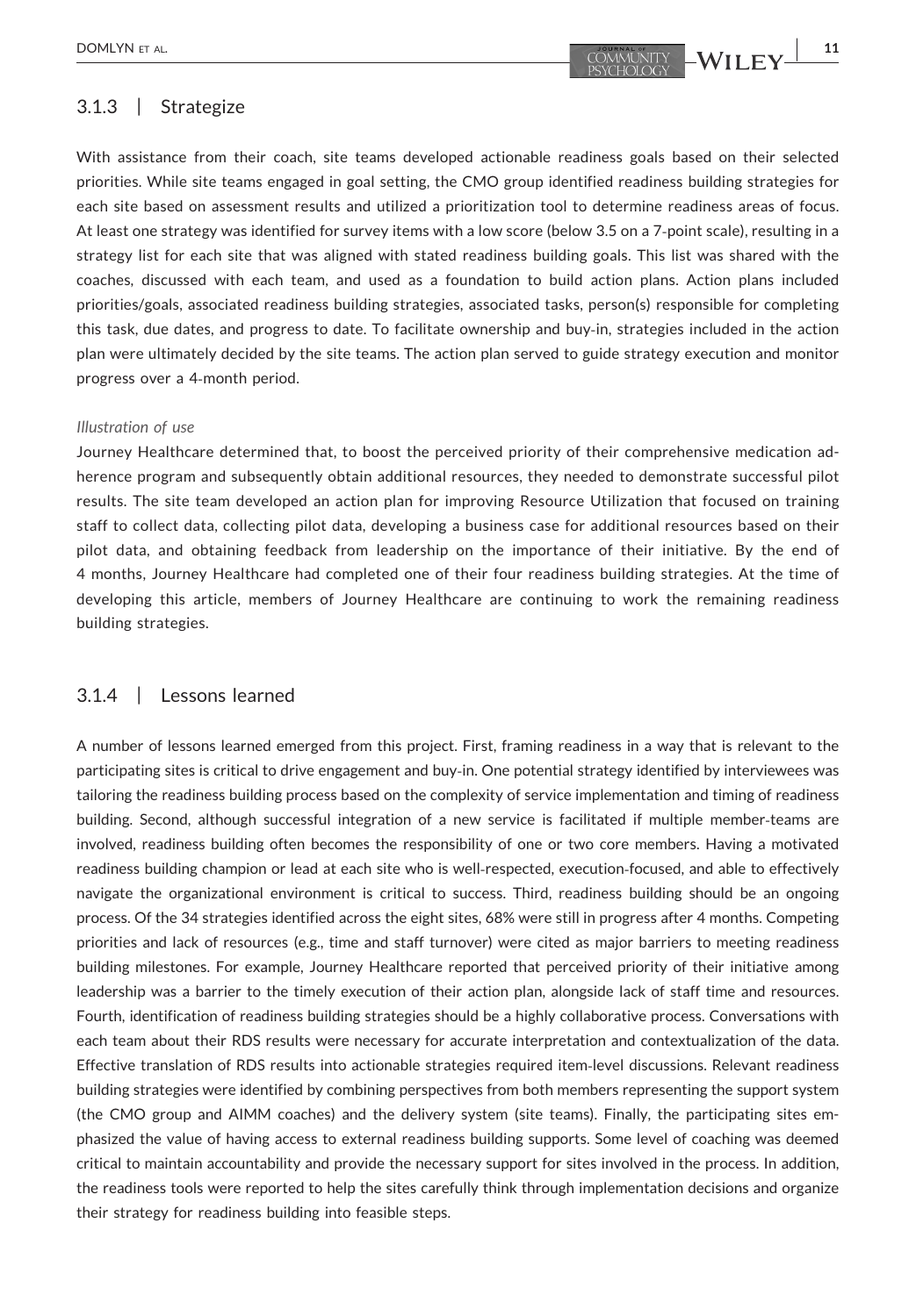### 3.1.3 | Strategize

With assistance from their coach, site teams developed actionable readiness goals based on their selected priorities. While site teams engaged in goal setting, the CMO group identified readiness building strategies for each site based on assessment results and utilized a prioritization tool to determine readiness areas of focus. At least one strategy was identified for survey items with a low score (below 3.5 on a 7-point scale), resulting in a strategy list for each site that was aligned with stated readiness building goals. This list was shared with the coaches, discussed with each team, and used as a foundation to build action plans. Action plans included priorities/goals, associated readiness building strategies, associated tasks, person(s) responsible for completing this task, due dates, and progress to date. To facilitate ownership and buy-in, strategies included in the action plan were ultimately decided by the site teams. The action plan served to guide strategy execution and monitor progress over a 4-month period.

*Illustration of use*

Journey Healthcare determined that, to boost the perceived priority of their comprehensive medication adherence program and subsequently obtain additional resources, they needed to demonstrate successful pilot results. The site team developed an action plan for improving Resource Utilization that focused on training staff to collect data, collecting pilot data, developing a business case for additional resources based on their pilot data, and obtaining feedback from leadership on the importance of their initiative. By the end of 4 months, Journey Healthcare had completed one of their four readiness building strategies. At the time of developing this article, members of Journey Healthcare are continuing to work the remaining readiness building strategies.

### 3.1.4 | Lessons learned

A number of lessons learned emerged from this project. First, framing readiness in a way that is relevant to the participating sites is critical to drive engagement and buy-in. One potential strategy identified by interviewees was tailoring the readiness building process based on the complexity of service implementation and timing of readiness building. Second, although successful integration of a new service is facilitated if multiple member-teams are involved, readiness building often becomes the responsibility of one or two core members. Having a motivated readiness building champion or lead at each site who is well-respected, execution-focused, and able to effectively navigate the organizational environment is critical to success. Third, readiness building should be an ongoing process. Of the 34 strategies identified across the eight sites, 68% were still in progress after 4 months. Competing priorities and lack of resources (e.g., time and staff turnover) were cited as major barriers to meeting readiness building milestones. For example, Journey Healthcare reported that perceived priority of their initiative among leadership was a barrier to the timely execution of their action plan, alongside lack of staff time and resources. Fourth, identification of readiness building strategies should be a highly collaborative process. Conversations with each team about their RDS results were necessary for accurate interpretation and contextualization of the data. Effective translation of RDS results into actionable strategies required item-level discussions. Relevant readiness building strategies were identified by combining perspectives from both members representing the support system (the CMO group and AIMM coaches) and the delivery system (site teams). Finally, the participating sites emphasized the value of having access to external readiness building supports. Some level of coaching was deemed critical to maintain accountability and provide the necessary support for sites involved in the process. In addition, the readiness tools were reported to help the sites carefully think through implementation decisions and organize their strategy for readiness building into feasible steps.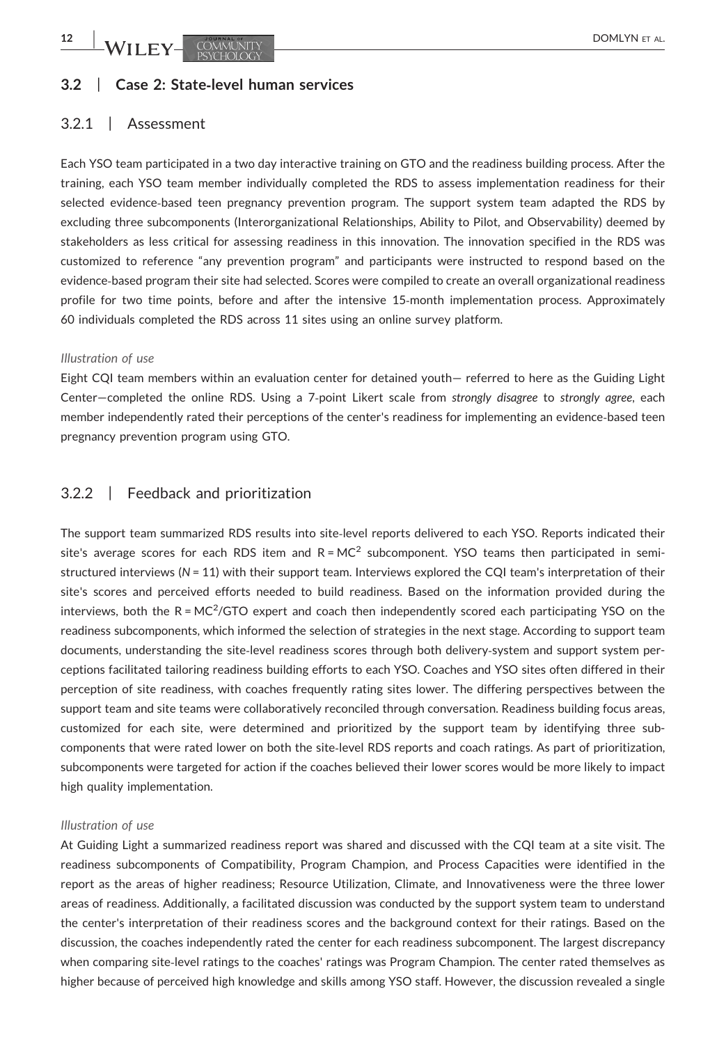## 3.2 | Case 2: State-level human services

### 3.2.1 | Assessment

Each YSO team participated in a two day interactive training on GTO and the readiness building process. After the training, each YSO team member individually completed the RDS to assess implementation readiness for their selected evidence-based teen pregnancy prevention program. The support system team adapted the RDS by excluding three subcomponents (Interorganizational Relationships, Ability to Pilot, and Observability) deemed by stakeholders as less critical for assessing readiness in this innovation. The innovation specified in the RDS was customized to reference "any prevention program" and participants were instructed to respond based on the evidence-based program their site had selected. Scores were compiled to create an overall organizational readiness profile for two time points, before and after the intensive 15-month implementation process. Approximately 60 individuals completed the RDS across 11 sites using an online survey platform.

*Illustration of use*

Eight CQI team members within an evaluation center for detained youth— referred to here as the Guiding Light Center—completed the online RDS. Using a 7-point Likert scale from *strongly disagree* to *strongly agree*, each member independently rated their perceptions of the center's readiness for implementing an evidence-based teen pregnancy prevention program using GTO.

### 3.2.2 | Feedback and prioritization

The support team summarized RDS results into site-level reports delivered to each YSO. Reports indicated their site's average scores for each RDS item and $R = MC^2$ subcomponent. YSO teams then participated in semi-structured interviews ($N = 11$) with their support team. Interviews explored the CQI team's interpretation of their site's scores and perceived efforts needed to build readiness. Based on the information provided during the interviews, both the $R = MC^2$/GTO expert and coach then independently scored each participating YSO on the readiness subcomponents, which informed the selection of strategies in the next stage. According to support team documents, understanding the site-level readiness scores through both delivery-system and support system perceptions facilitated tailoring readiness building efforts to each YSO. Coaches and YSO sites often differed in their perception of site readiness, with coaches frequently rating sites lower. The differing perspectives between the support team and site teams were collaboratively reconciled through conversation. Readiness building focus areas, customized for each site, were determined and prioritized by the support team by identifying three subcomponents that were rated lower on both the site-level RDS reports and coach ratings. As part of prioritization, subcomponents were targeted for action if the coaches believed their lower scores would be more likely to impact high quality implementation.

*Illustration of use*

At Guiding Light a summarized readiness report was shared and discussed with the CQI team at a site visit. The readiness subcomponents of Compatibility, Program Champion, and Process Capacities were identified in the report as the areas of higher readiness; Resource Utilization, Climate, and Innovativeness were the three lower areas of readiness. Additionally, a facilitated discussion was conducted by the support system team to understand the center's interpretation of their readiness scores and the background context for their ratings. Based on the discussion, the coaches independently rated the center for each readiness subcomponent. The largest discrepancy when comparing site-level ratings to the coaches' ratings was Program Champion. The center rated themselves as higher because of perceived high knowledge and skills among YSO staff. However, the discussion revealed a single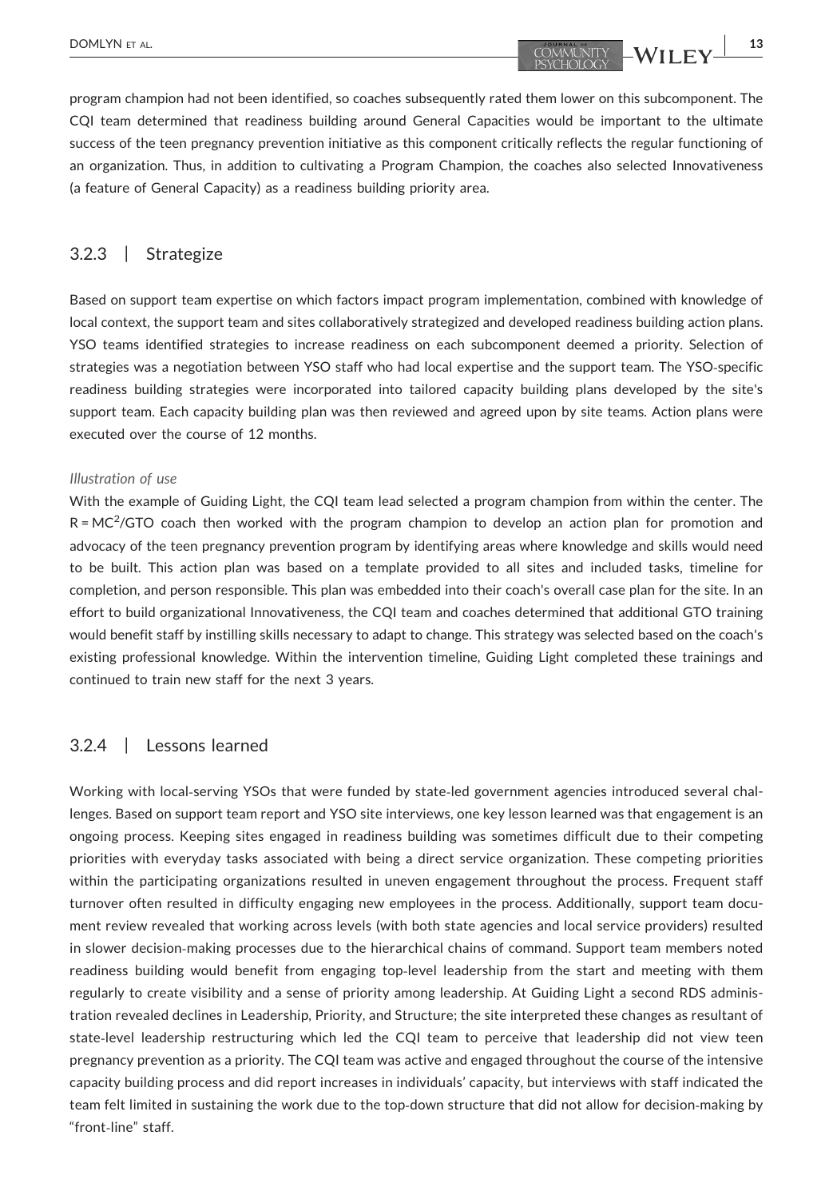program champion had not been identified, so coaches subsequently rated them lower on this subcomponent. The CQI team determined that readiness building around General Capacities would be important to the ultimate success of the teen pregnancy prevention initiative as this component critically reflects the regular functioning of an organization. Thus, in addition to cultivating a Program Champion, the coaches also selected Innovativeness (a feature of General Capacity) as a readiness building priority area.

### 3.2.3 | Strategize

Based on support team expertise on which factors impact program implementation, combined with knowledge of local context, the support team and sites collaboratively strategized and developed readiness building action plans. YSO teams identified strategies to increase readiness on each subcomponent deemed a priority. Selection of strategies was a negotiation between YSO staff who had local expertise and the support team. The YSO-specific readiness building strategies were incorporated into tailored capacity building plans developed by the site's support team. Each capacity building plan was then reviewed and agreed upon by site teams. Action plans were executed over the course of 12 months.

*Illustration of use*

With the example of Guiding Light, the CQI team lead selected a program champion from within the center. The $R = MC^2$/GTO coach then worked with the program champion to develop an action plan for promotion and advocacy of the teen pregnancy prevention program by identifying areas where knowledge and skills would need to be built. This action plan was based on a template provided to all sites and included tasks, timeline for completion, and person responsible. This plan was embedded into their coach's overall case plan for the site. In an effort to build organizational Innovativeness, the CQI team and coaches determined that additional GTO training would benefit staff by instilling skills necessary to adapt to change. This strategy was selected based on the coach's existing professional knowledge. Within the intervention timeline, Guiding Light completed these trainings and continued to train new staff for the next 3 years.

### 3.2.4 | Lessons learned

Working with local-serving YSOs that were funded by state-led government agencies introduced several challenges. Based on support team report and YSO site interviews, one key lesson learned was that engagement is an ongoing process. Keeping sites engaged in readiness building was sometimes difficult due to their competing priorities with everyday tasks associated with being a direct service organization. These competing priorities within the participating organizations resulted in uneven engagement throughout the process. Frequent staff turnover often resulted in difficulty engaging new employees in the process. Additionally, support team document review revealed that working across levels (with both state agencies and local service providers) resulted in slower decision-making processes due to the hierarchical chains of command. Support team members noted readiness building would benefit from engaging top-level leadership from the start and meeting with them regularly to create visibility and a sense of priority among leadership. At Guiding Light a second RDS administration revealed declines in Leadership, Priority, and Structure; the site interpreted these changes as resultant of state-level leadership restructuring which led the CQI team to perceive that leadership did not view teen pregnancy prevention as a priority. The CQI team was active and engaged throughout the course of the intensive capacity building process and did report increases in individuals' capacity, but interviews with staff indicated the team felt limited in sustaining the work due to the top-down structure that did not allow for decision-making by "front-line" staff.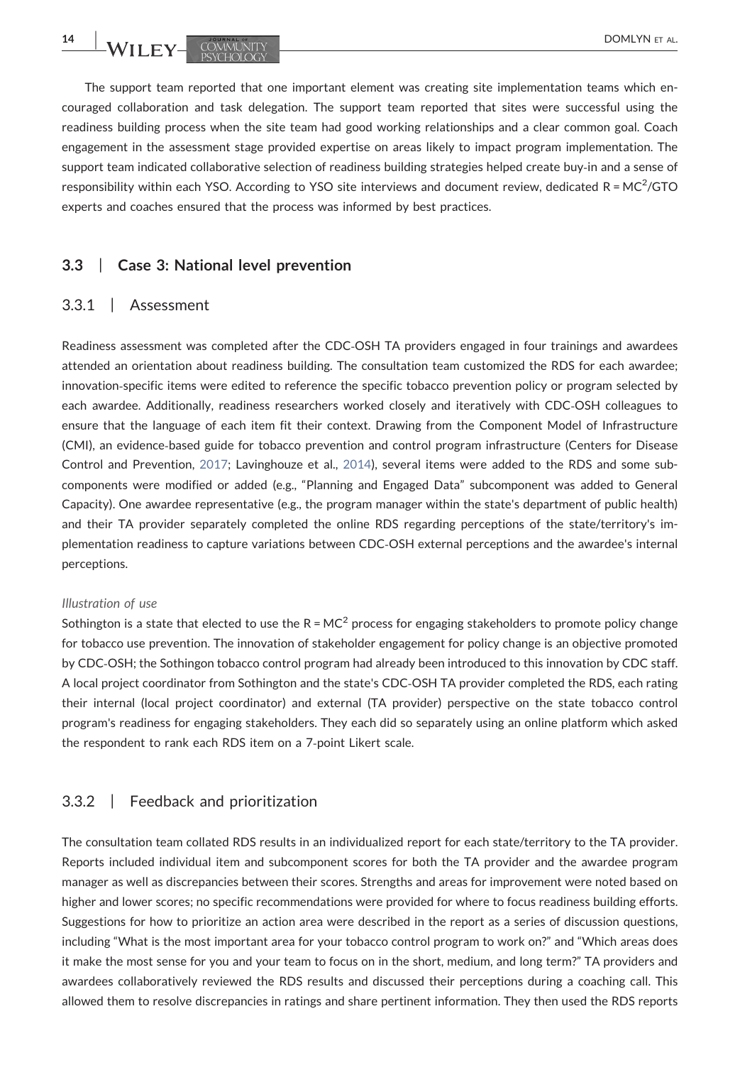The support team reported that one important element was creating site implementation teams which encouraged collaboration and task delegation. The support team reported that sites were successful using the readiness building process when the site team had good working relationships and a clear common goal. Coach engagement in the assessment stage provided expertise on areas likely to impact program implementation. The support team indicated collaborative selection of readiness building strategies helped create buy-in and a sense of responsibility within each YSO. According to YSO site interviews and document review, dedicated $R = MC^2$/GTO experts and coaches ensured that the process was informed by best practices.

### 3.3 | Case 3: National level prevention

#### 3.3.1 | Assessment

Readiness assessment was completed after the CDC-OSH TA providers engaged in four trainings and awardees attended an orientation about readiness building. The consultation team customized the RDS for each awardee; innovation-specific items were edited to reference the specific tobacco prevention policy or program selected by each awardee. Additionally, readiness researchers worked closely and iteratively with CDC-OSH colleagues to ensure that the language of each item fit their context. Drawing from the Component Model of Infrastructure (CMI), an evidence-based guide for tobacco prevention and control program infrastructure (Centers for Disease Control and Prevention, 2017; Lavinghouze et al., 2014), several items were added to the RDS and some subcomponents were modified or added (e.g., "Planning and Engaged Data" subcomponent was added to General Capacity). One awardee representative (e.g., the program manager within the state's department of public health) and their TA provider separately completed the online RDS regarding perceptions of the state/territory's implementation readiness to capture variations between CDC-OSH external perceptions and the awardee's internal perceptions.

*Illustration of use*

Sothington is a state that elected to use the $R = MC^2$ process for engaging stakeholders to promote policy change for tobacco use prevention. The innovation of stakeholder engagement for policy change is an objective promoted by CDC-OSH; the Sothingon tobacco control program had already been introduced to this innovation by CDC staff. A local project coordinator from Sothington and the state's CDC-OSH TA provider completed the RDS, each rating their internal (local project coordinator) and external (TA provider) perspective on the state tobacco control program's readiness for engaging stakeholders. They each did so separately using an online platform which asked the respondent to rank each RDS item on a 7-point Likert scale.

#### 3.3.2 | Feedback and prioritization

The consultation team collated RDS results in an individualized report for each state/territory to the TA provider. Reports included individual item and subcomponent scores for both the TA provider and the awardee program manager as well as discrepancies between their scores. Strengths and areas for improvement were noted based on higher and lower scores; no specific recommendations were provided for where to focus readiness building efforts. Suggestions for how to prioritize an action area were described in the report as a series of discussion questions, including "What is the most important area for your tobacco control program to work on?" and "Which areas does it make the most sense for you and your team to focus on in the short, medium, and long term?" TA providers and awardees collaboratively reviewed the RDS results and discussed their perceptions during a coaching call. This allowed them to resolve discrepancies in ratings and share pertinent information. They then used the RDS reports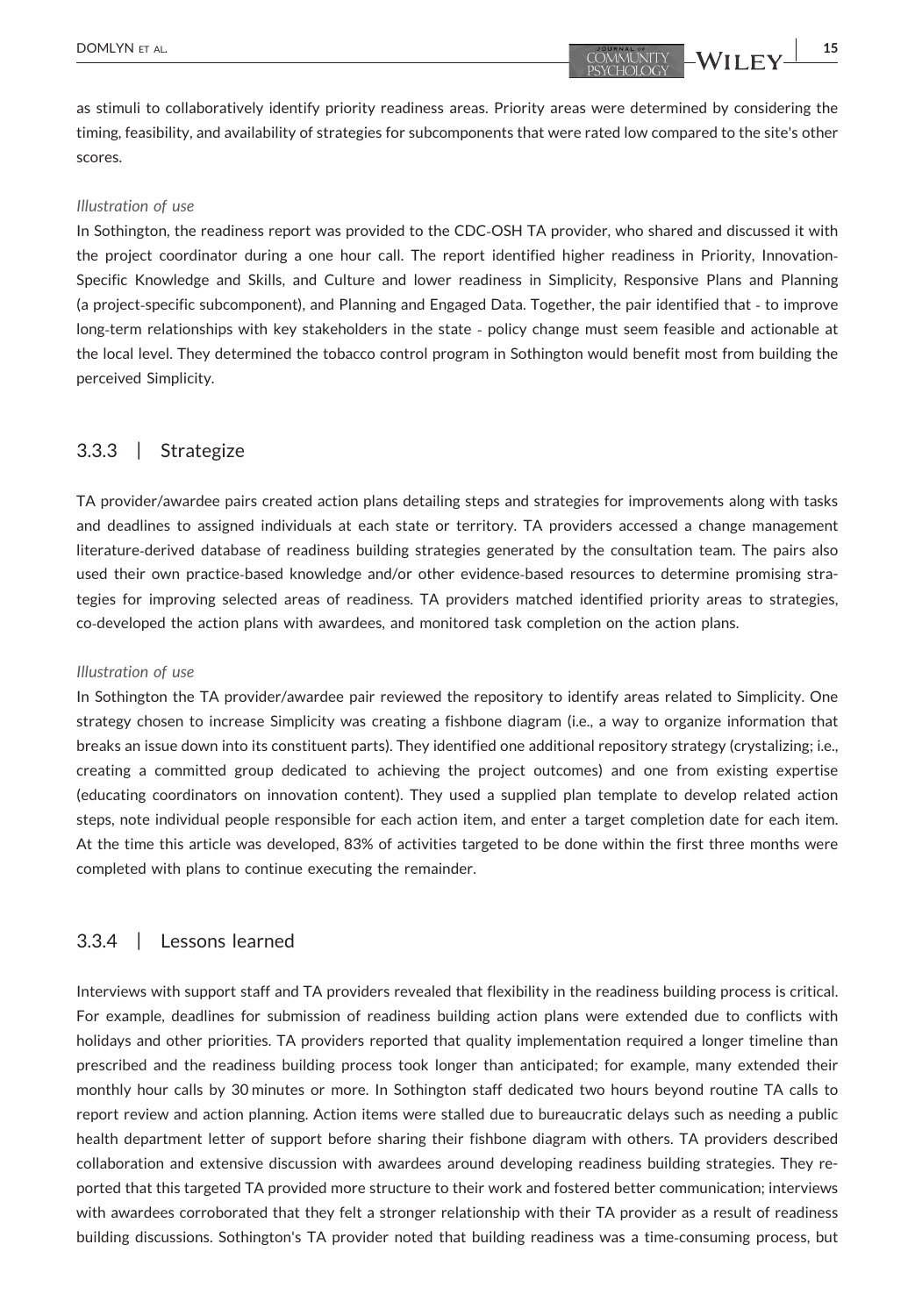as stimuli to collaboratively identify priority readiness areas. Priority areas were determined by considering the timing, feasibility, and availability of strategies for subcomponents that were rated low compared to the site's other scores.

*Illustration of use*

In Sothington, the readiness report was provided to the CDC-OSH TA provider, who shared and discussed it with the project coordinator during a one hour call. The report identified higher readiness in Priority, Innovation-Specific Knowledge and Skills, and Culture and lower readiness in Simplicity, Responsive Plans and Planning (a project-specific subcomponent), and Planning and Engaged Data. Together, the pair identified that - to improve long-term relationships with key stakeholders in the state - policy change must seem feasible and actionable at the local level. They determined the tobacco control program in Sothington would benefit most from building the perceived Simplicity.

### 3.3.3 | Strategize

TA provider/awardee pairs created action plans detailing steps and strategies for improvements along with tasks and deadlines to assigned individuals at each state or territory. TA providers accessed a change management literature-derived database of readiness building strategies generated by the consultation team. The pairs also used their own practice-based knowledge and/or other evidence-based resources to determine promising strategies for improving selected areas of readiness. TA providers matched identified priority areas to strategies, co-developed the action plans with awardees, and monitored task completion on the action plans.

*Illustration of use*

In Sothington the TA provider/awardee pair reviewed the repository to identify areas related to Simplicity. One strategy chosen to increase Simplicity was creating a fishbone diagram (i.e., a way to organize information that breaks an issue down into its constituent parts). They identified one additional repository strategy (crystalizing; i.e., creating a committed group dedicated to achieving the project outcomes) and one from existing expertise (educating coordinators on innovation content). They used a supplied plan template to develop related action steps, note individual people responsible for each action item, and enter a target completion date for each item. At the time this article was developed, 83% of activities targeted to be done within the first three months were completed with plans to continue executing the remainder.

### 3.3.4 | Lessons learned

Interviews with support staff and TA providers revealed that flexibility in the readiness building process is critical. For example, deadlines for submission of readiness building action plans were extended due to conflicts with holidays and other priorities. TA providers reported that quality implementation required a longer timeline than prescribed and the readiness building process took longer than anticipated; for example, many extended their monthly hour calls by 30 minutes or more. In Sothington staff dedicated two hours beyond routine TA calls to report review and action planning. Action items were stalled due to bureaucratic delays such as needing a public health department letter of support before sharing their fishbone diagram with others. TA providers described collaboration and extensive discussion with awardees around developing readiness building strategies. They reported that this targeted TA provided more structure to their work and fostered better communication; interviews with awardees corroborated that they felt a stronger relationship with their TA provider as a result of readiness building discussions. Sothington's TA provider noted that building readiness was a time-consuming process, but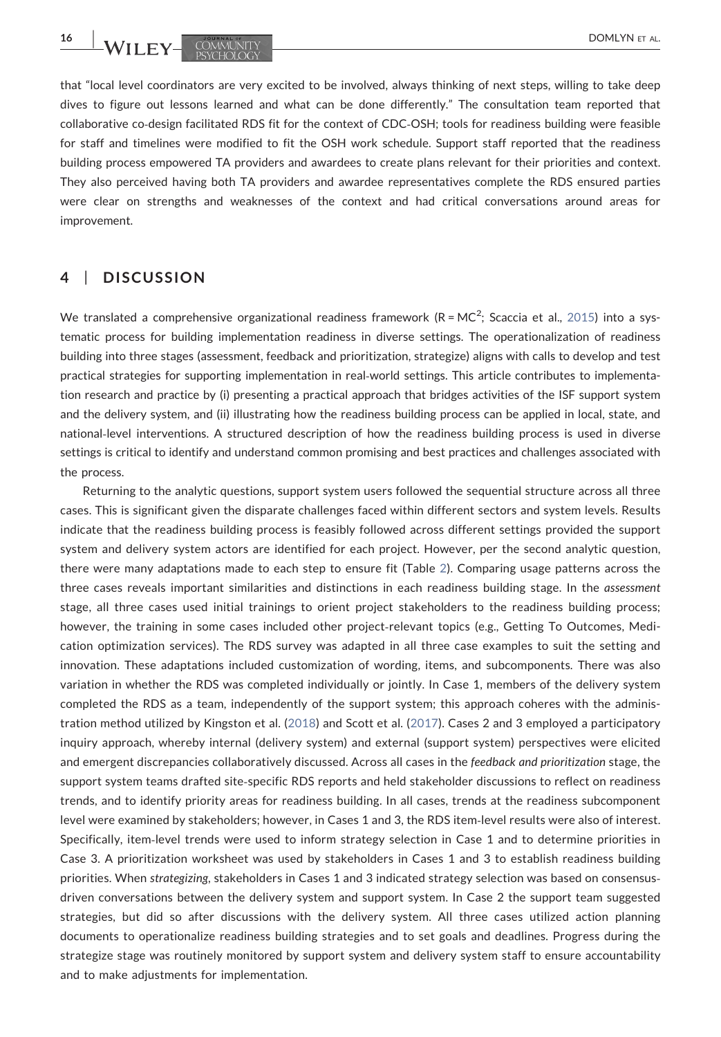that "local level coordinators are very excited to be involved, always thinking of next steps, willing to take deep dives to figure out lessons learned and what can be done differently." The consultation team reported that collaborative co-design facilitated RDS fit for the context of CDC-OSH; tools for readiness building were feasible for staff and timelines were modified to fit the OSH work schedule. Support staff reported that the readiness building process empowered TA providers and awardees to create plans relevant for their priorities and context. They also perceived having both TA providers and awardee representatives complete the RDS ensured parties were clear on strengths and weaknesses of the context and had critical conversations around areas for improvement.

## 4 | DISCUSSION

We translated a comprehensive organizational readiness framework ($R = MC^2$; Scaccia et al., 2015) into a systematic process for building implementation readiness in diverse settings. The operationalization of readiness building into three stages (assessment, feedback and prioritization, strategize) aligns with calls to develop and test practical strategies for supporting implementation in real-world settings. This article contributes to implementation research and practice by (i) presenting a practical approach that bridges activities of the ISF support system and the delivery system, and (ii) illustrating how the readiness building process can be applied in local, state, and national-level interventions. A structured description of how the readiness building process is used in diverse settings is critical to identify and understand common promising and best practices and challenges associated with the process.

Returning to the analytic questions, support system users followed the sequential structure across all three cases. This is significant given the disparate challenges faced within different sectors and system levels. Results indicate that the readiness building process is feasibly followed across different settings provided the support system and delivery system actors are identified for each project. However, per the second analytic question, there were many adaptations made to each step to ensure fit (Table 2). Comparing usage patterns across the three cases reveals important similarities and distinctions in each readiness building stage. In the *assessment* stage, all three cases used initial trainings to orient project stakeholders to the readiness building process; however, the training in some cases included other project-relevant topics (e.g., Getting To Outcomes, Medication optimization services). The RDS survey was adapted in all three case examples to suit the setting and innovation. These adaptations included customization of wording, items, and subcomponents. There was also variation in whether the RDS was completed individually or jointly. In Case 1, members of the delivery system completed the RDS as a team, independently of the support system; this approach coheres with the administration method utilized by Kingston et al. (2018) and Scott et al. (2017). Cases 2 and 3 employed a participatory inquiry approach, whereby internal (delivery system) and external (support system) perspectives were elicited and emergent discrepancies collaboratively discussed. Across all cases in the *feedback and prioritization* stage, the support system teams drafted site-specific RDS reports and held stakeholder discussions to reflect on readiness trends, and to identify priority areas for readiness building. In all cases, trends at the readiness subcomponent level were examined by stakeholders; however, in Cases 1 and 3, the RDS item-level results were also of interest. Specifically, item-level trends were used to inform strategy selection in Case 1 and to determine priorities in Case 3. A prioritization worksheet was used by stakeholders in Cases 1 and 3 to establish readiness building priorities. When *strategizing*, stakeholders in Cases 1 and 3 indicated strategy selection was based on consensus-driven conversations between the delivery system and support system. In Case 2 the support team suggested strategies, but did so after discussions with the delivery system. All three cases utilized action planning documents to operationalize readiness building strategies and to set goals and deadlines. Progress during the strategize stage was routinely monitored by support system and delivery system staff to ensure accountability and to make adjustments for implementation.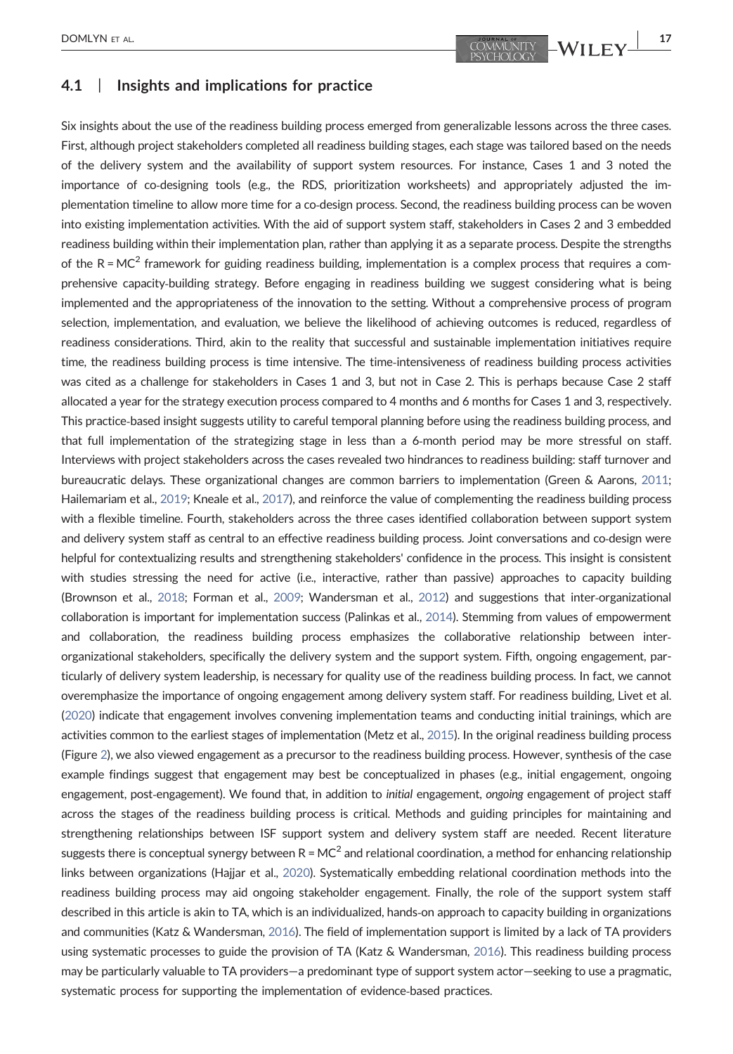## 4.1 | Insights and implications for practice

Six insights about the use of the readiness building process emerged from generalizable lessons across the three cases. First, although project stakeholders completed all readiness building stages, each stage was tailored based on the needs of the delivery system and the availability of support system resources. For instance, Cases 1 and 3 noted the importance of co-designing tools (e.g., the RDS, prioritization worksheets) and appropriately adjusted the implementation timeline to allow more time for a co-design process. Second, the readiness building process can be woven into existing implementation activities. With the aid of support system staff, stakeholders in Cases 2 and 3 embedded readiness building within their implementation plan, rather than applying it as a separate process. Despite the strengths of the R = $MC^2$ framework for guiding readiness building, implementation is a complex process that requires a comprehensive capacity-building strategy. Before engaging in readiness building we suggest considering what is being implemented and the appropriateness of the innovation to the setting. Without a comprehensive process of program selection, implementation, and evaluation, we believe the likelihood of achieving outcomes is reduced, regardless of readiness considerations. Third, akin to the reality that successful and sustainable implementation initiatives require time, the readiness building process is time intensive. The time-intensiveness of readiness building process activities was cited as a challenge for stakeholders in Cases 1 and 3, but not in Case 2. This is perhaps because Case 2 staff allocated a year for the strategy execution process compared to 4 months and 6 months for Cases 1 and 3, respectively. This practice-based insight suggests utility to careful temporal planning before using the readiness building process, and that full implementation of the strategizing stage in less than a 6-month period may be more stressful on staff. Interviews with project stakeholders across the cases revealed two hindrances to readiness building: staff turnover and bureaucratic delays. These organizational changes are common barriers to implementation (Green & Aarons, 2011; Hailemariam et al., 2019; Kneale et al., 2017), and reinforce the value of complementing the readiness building process with a flexible timeline. Fourth, stakeholders across the three cases identified collaboration between support system and delivery system staff as central to an effective readiness building process. Joint conversations and co-design were helpful for contextualizing results and strengthening stakeholders' confidence in the process. This insight is consistent with studies stressing the need for active (i.e., interactive, rather than passive) approaches to capacity building (Brownson et al., 2018; Forman et al., 2009; Wandersman et al., 2012) and suggestions that inter-organizational collaboration is important for implementation success (Palinkas et al., 2014). Stemming from values of empowerment and collaboration, the readiness building process emphasizes the collaborative relationship between inter-organizational stakeholders, specifically the delivery system and the support system. Fifth, ongoing engagement, particularly of delivery system leadership, is necessary for quality use of the readiness building process. In fact, we cannot overemphasize the importance of ongoing engagement among delivery system staff. For readiness building, Livet et al. (2020) indicate that engagement involves convening implementation teams and conducting initial trainings, which are activities common to the earliest stages of implementation (Metz et al., 2015). In the original readiness building process (Figure 2), we also viewed engagement as a precursor to the readiness building process. However, synthesis of the case example findings suggest that engagement may best be conceptualized in phases (e.g., initial engagement, ongoing engagement, post-engagement). We found that, in addition to *initial* engagement, *ongoing* engagement of project staff across the stages of the readiness building process is critical. Methods and guiding principles for maintaining and strengthening relationships between ISF support system and delivery system staff are needed. Recent literature suggests there is conceptual synergy between R = $MC^2$ and relational coordination, a method for enhancing relationship links between organizations (Hajjar et al., 2020). Systematically embedding relational coordination methods into the readiness building process may aid ongoing stakeholder engagement. Finally, the role of the support system staff described in this article is akin to TA, which is an individualized, hands-on approach to capacity building in organizations and communities (Katz & Wandersman, 2016). The field of implementation support is limited by a lack of TA providers using systematic processes to guide the provision of TA (Katz & Wandersman, 2016). This readiness building process may be particularly valuable to TA providers—a predominant type of support system actor—seeking to use a pragmatic, systematic process for supporting the implementation of evidence-based practices.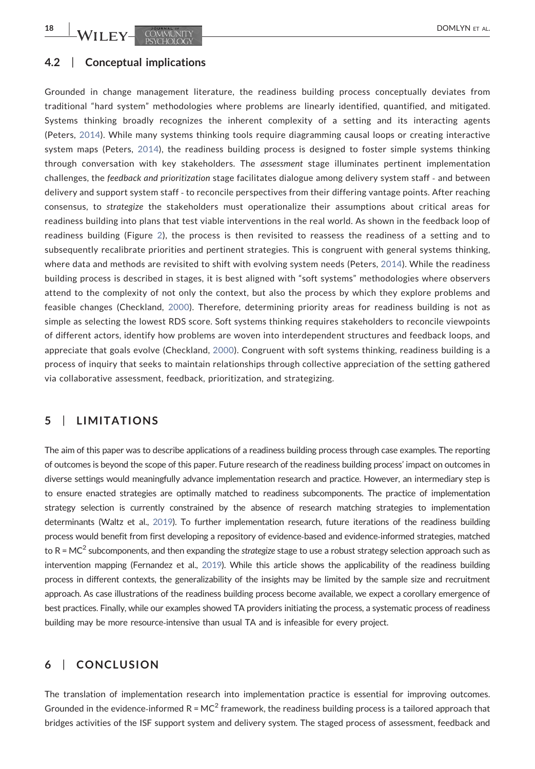### 4.2 | Conceptual implications

Grounded in change management literature, the readiness building process conceptually deviates from traditional "hard system" methodologies where problems are linearly identified, quantified, and mitigated. Systems thinking broadly recognizes the inherent complexity of a setting and its interacting agents (Peters, 2014). While many systems thinking tools require diagramming causal loops or creating interactive system maps (Peters, 2014), the readiness building process is designed to foster simple systems thinking through conversation with key stakeholders. The *assessment* stage illuminates pertinent implementation challenges, the *feedback and prioritization* stage facilitates dialogue among delivery system staff - and between delivery and support system staff - to reconcile perspectives from their differing vantage points. After reaching consensus, to *strategize* the stakeholders must operationalize their assumptions about critical areas for readiness building into plans that test viable interventions in the real world. As shown in the feedback loop of readiness building (Figure 2), the process is then revisited to reassess the readiness of a setting and to subsequently recalibrate priorities and pertinent strategies. This is congruent with general systems thinking, where data and methods are revisited to shift with evolving system needs (Peters, 2014). While the readiness building process is described in stages, it is best aligned with "soft systems" methodologies where observers attend to the complexity of not only the context, but also the process by which they explore problems and feasible changes (Checkland, 2000). Therefore, determining priority areas for readiness building is not as simple as selecting the lowest RDS score. Soft systems thinking requires stakeholders to reconcile viewpoints of different actors, identify how problems are woven into interdependent structures and feedback loops, and appreciate that goals evolve (Checkland, 2000). Congruent with soft systems thinking, readiness building is a process of inquiry that seeks to maintain relationships through collective appreciation of the setting gathered via collaborative assessment, feedback, prioritization, and strategizing.

## 5 | LIMITATIONS

The aim of this paper was to describe applications of a readiness building process through case examples. The reporting of outcomes is beyond the scope of this paper. Future research of the readiness building process' impact on outcomes in diverse settings would meaningfully advance implementation research and practice. However, an intermediary step is to ensure enacted strategies are optimally matched to readiness subcomponents. The practice of implementation strategy selection is currently constrained by the absence of research matching strategies to implementation determinants (Waltz et al., 2019). To further implementation research, future iterations of the readiness building process would benefit from first developing a repository of evidence-based and evidence-informed strategies, matched to $R = MC^2$ subcomponents, and then expanding the *strategize* stage to use a robust strategy selection approach such as intervention mapping (Fernandez et al., 2019). While this article shows the applicability of the readiness building process in different contexts, the generalizability of the insights may be limited by the sample size and recruitment approach. As case illustrations of the readiness building process become available, we expect a corollary emergence of best practices. Finally, while our examples showed TA providers initiating the process, a systematic process of readiness building may be more resource-intensive than usual TA and is infeasible for every project.

## 6 | CONCLUSION

The translation of implementation research into implementation practice is essential for improving outcomes. Grounded in the evidence-informed $R = MC^2$ framework, the readiness building process is a tailored approach that bridges activities of the ISF support system and delivery system. The staged process of assessment, feedback and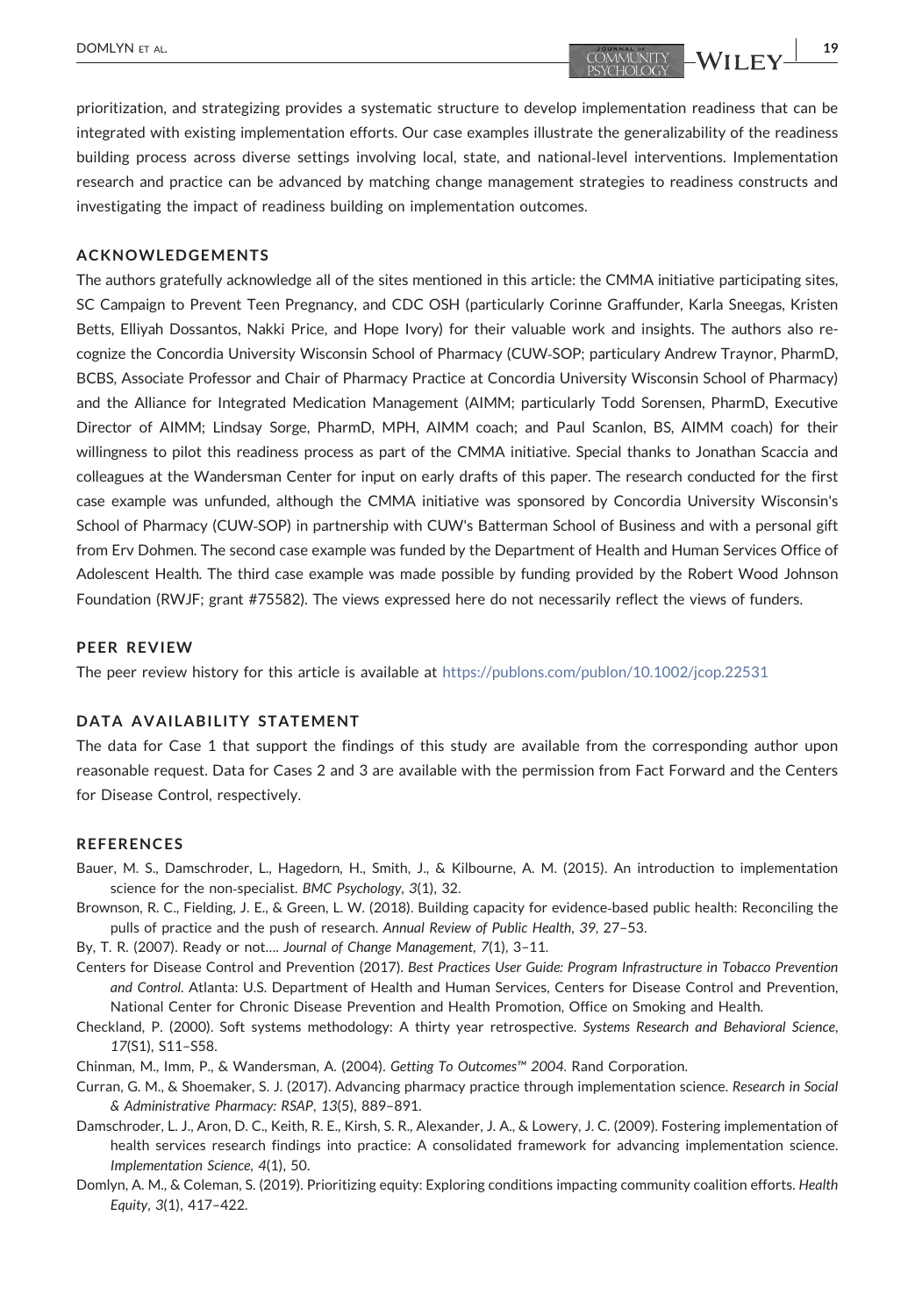prioritization, and strategizing provides a systematic structure to develop implementation readiness that can be integrated with existing implementation efforts. Our case examples illustrate the generalizability of the readiness building process across diverse settings involving local, state, and national-level interventions. Implementation research and practice can be advanced by matching change management strategies to readiness constructs and investigating the impact of readiness building on implementation outcomes.

## ACKNOWLEDGEMENTS

The authors gratefully acknowledge all of the sites mentioned in this article: the CMMA initiative participating sites, SC Campaign to Prevent Teen Pregnancy, and CDC OSH (particularly Corinne Graffunder, Karla Sneegas, Kristen Betts, Elliyah Dossantos, Nakki Price, and Hope Ivory) for their valuable work and insights. The authors also recognize the Concordia University Wisconsin School of Pharmacy (CUW-SOP; particulary Andrew Traynor, PharmD, BCBS, Associate Professor and Chair of Pharmacy Practice at Concordia University Wisconsin School of Pharmacy) and the Alliance for Integrated Medication Management (AIMM; particularly Todd Sorensen, PharmD, Executive Director of AIMM; Lindsay Sorge, PharmD, MPH, AIMM coach; and Paul Scanlon, BS, AIMM coach) for their willingness to pilot this readiness process as part of the CMMA initiative. Special thanks to Jonathan Scaccia and colleagues at the Wandersman Center for input on early drafts of this paper. The research conducted for the first case example was unfunded, although the CMMA initiative was sponsored by Concordia University Wisconsin's School of Pharmacy (CUW-SOP) in partnership with CUW's Batterman School of Business and with a personal gift from Erv Dohmen. The second case example was funded by the Department of Health and Human Services Office of Adolescent Health. The third case example was made possible by funding provided by the Robert Wood Johnson Foundation (RWJF; grant #75582). The views expressed here do not necessarily reflect the views of funders.

## PEER REVIEW

The peer review history for this article is available at https://publons.com/publon/10.1002/jcop.22531

## DATA AVAILABILITY STATEMENT

The data for Case 1 that support the findings of this study are available from the corresponding author upon reasonable request. Data for Cases 2 and 3 are available with the permission from Fact Forward and the Centers for Disease Control, respectively.

## REFERENCES

Bauer, M. S., Damschroder, L., Hagedorn, H., Smith, J., & Kilbourne, A. M. (2015). An introduction to implementation science for the non-specialist. *BMC Psychology*, *3*(1), 32.

Brownson, R. C., Fielding, J. E., & Green, L. W. (2018). Building capacity for evidence-based public health: Reconciling the pulls of practice and the push of research. *Annual Review of Public Health*, *39*, 27–53.

By, T. R. (2007). Ready or not…. *Journal of Change Management*, *7*(1), 3–11.

Centers for Disease Control and Prevention (2017). *Best Practices User Guide: Program Infrastructure in Tobacco Prevention and Control*. Atlanta: U.S. Department of Health and Human Services, Centers for Disease Control and Prevention, National Center for Chronic Disease Prevention and Health Promotion, Office on Smoking and Health.

Checkland, P. (2000). Soft systems methodology: A thirty year retrospective. *Systems Research and Behavioral Science*, *17*(S1), S11–S58.

Chinman, M., Imm, P., & Wandersman, A. (2004). *Getting To Outcomes™ 2004*. Rand Corporation.

Curran, G. M., & Shoemaker, S. J. (2017). Advancing pharmacy practice through implementation science. *Research in Social & Administrative Pharmacy: RSAP*, *13*(5), 889–891.

Damschroder, L. J., Aron, D. C., Keith, R. E., Kirsh, S. R., Alexander, J. A., & Lowery, J. C. (2009). Fostering implementation of health services research findings into practice: A consolidated framework for advancing implementation science. *Implementation Science*, *4*(1), 50.

Domlyn, A. M., & Coleman, S. (2019). Prioritizing equity: Exploring conditions impacting community coalition efforts. *Health Equity*, *3*(1), 417–422.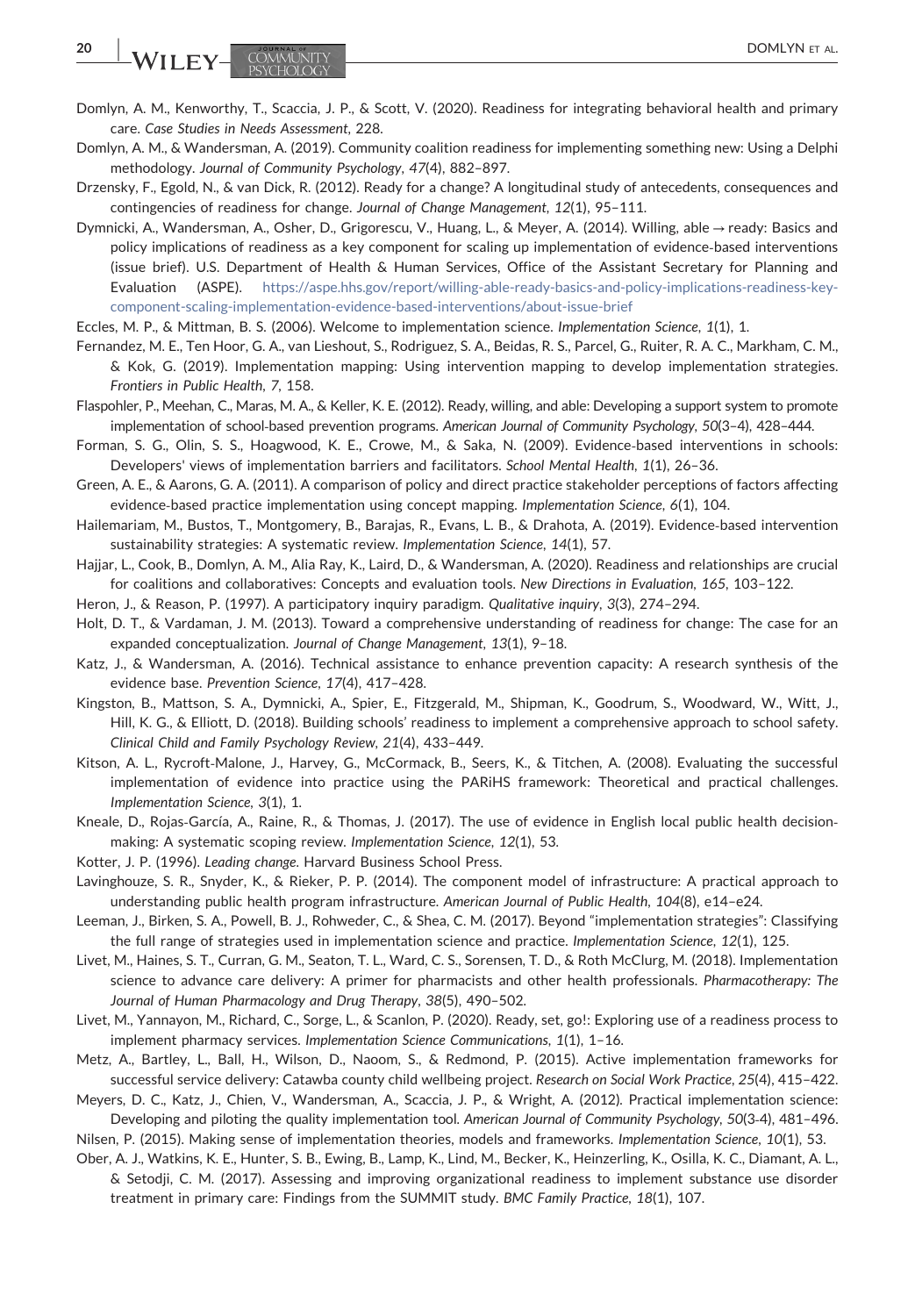Domlyn, A. M., Kenworthy, T., Scaccia, J. P., & Scott, V. (2020). Readiness for integrating behavioral health and primary care. *Case Studies in Needs Assessment*, 228.

Domlyn, A. M., & Wandersman, A. (2019). Community coalition readiness for implementing something new: Using a Delphi methodology. *Journal of Community Psychology*, *47*(4), 882–897.

Drzensky, F., Egold, N., & van Dick, R. (2012). Ready for a change? A longitudinal study of antecedents, consequences and contingencies of readiness for change. *Journal of Change Management*, *12*(1), 95–111.

Dymnicki, A., Wandersman, A., Osher, D., Grigorescu, V., Huang, L., & Meyer, A. (2014). Willing, able → ready: Basics and policy implications of readiness as a key component for scaling up implementation of evidence-based interventions (issue brief). U.S. Department of Health & Human Services, Office of the Assistant Secretary for Planning and Evaluation (ASPE). https://aspe.hhs.gov/report/willing-able-ready-basics-and-policy-implications-readiness-key-component-scaling-implementation-evidence-based-interventions/about-issue-brief

Eccles, M. P., & Mittman, B. S. (2006). Welcome to implementation science. *Implementation Science*, *1*(1), 1.

Fernandez, M. E., Ten Hoor, G. A., van Lieshout, S., Rodriguez, S. A., Beidas, R. S., Parcel, G., Ruiter, R. A. C., Markham, C. M., & Kok, G. (2019). Implementation mapping: Using intervention mapping to develop implementation strategies. *Frontiers in Public Health*, *7*, 158.

Flaspohler, P., Meehan, C., Maras, M. A., & Keller, K. E. (2012). Ready, willing, and able: Developing a support system to promote implementation of school-based prevention programs. *American Journal of Community Psychology*, *50*(3–4), 428–444.

Forman, S. G., Olin, S. S., Hoagwood, K. E., Crowe, M., & Saka, N. (2009). Evidence-based interventions in schools: Developers' views of implementation barriers and facilitators. *School Mental Health*, *1*(1), 26–36.

Green, A. E., & Aarons, G. A. (2011). A comparison of policy and direct practice stakeholder perceptions of factors affecting evidence-based practice implementation using concept mapping. *Implementation Science*, *6*(1), 104.

Hailemariam, M., Bustos, T., Montgomery, B., Barajas, R., Evans, L. B., & Drahota, A. (2019). Evidence-based intervention sustainability strategies: A systematic review. *Implementation Science*, *14*(1), 57.

Hajjar, L., Cook, B., Domlyn, A. M., Alia Ray, K., Laird, D., & Wandersman, A. (2020). Readiness and relationships are crucial for coalitions and collaboratives: Concepts and evaluation tools. *New Directions in Evaluation*, *165*, 103–122.

Heron, J., & Reason, P. (1997). A participatory inquiry paradigm. *Qualitative inquiry*, *3*(3), 274–294.

Holt, D. T., & Vardaman, J. M. (2013). Toward a comprehensive understanding of readiness for change: The case for an expanded conceptualization. *Journal of Change Management*, *13*(1), 9–18.

Katz, J., & Wandersman, A. (2016). Technical assistance to enhance prevention capacity: A research synthesis of the evidence base. *Prevention Science*, *17*(4), 417–428.

Kingston, B., Mattson, S. A., Dymnicki, A., Spier, E., Fitzgerald, M., Shipman, K., Goodrum, S., Woodward, W., Witt, J., Hill, K. G., & Elliott, D. (2018). Building schools' readiness to implement a comprehensive approach to school safety. *Clinical Child and Family Psychology Review*, *21*(4), 433–449.

Kitson, A. L., Rycroft-Malone, J., Harvey, G., McCormack, B., Seers, K., & Titchen, A. (2008). Evaluating the successful implementation of evidence into practice using the PARiHS framework: Theoretical and practical challenges. *Implementation Science*, *3*(1), 1.

Kneale, D., Rojas-García, A., Raine, R., & Thomas, J. (2017). The use of evidence in English local public health decision-making: A systematic scoping review. *Implementation Science*, *12*(1), 53.

Kotter, J. P. (1996). *Leading change*. Harvard Business School Press.

Lavinghouze, S. R., Snyder, K., & Rieker, P. P. (2014). The component model of infrastructure: A practical approach to understanding public health program infrastructure. *American Journal of Public Health*, *104*(8), e14–e24.

Leeman, J., Birken, S. A., Powell, B. J., Rohweder, C., & Shea, C. M. (2017). Beyond "implementation strategies": Classifying the full range of strategies used in implementation science and practice. *Implementation Science*, *12*(1), 125.

Livet, M., Haines, S. T., Curran, G. M., Seaton, T. L., Ward, C. S., Sorensen, T. D., & Roth McClurg, M. (2018). Implementation science to advance care delivery: A primer for pharmacists and other health professionals. *Pharmacotherapy: The Journal of Human Pharmacology and Drug Therapy*, *38*(5), 490–502.

Livet, M., Yannayon, M., Richard, C., Sorge, L., & Scanlon, P. (2020). Ready, set, go!: Exploring use of a readiness process to implement pharmacy services. *Implementation Science Communications*, *1*(1), 1–16.

Metz, A., Bartley, L., Ball, H., Wilson, D., Naoom, S., & Redmond, P. (2015). Active implementation frameworks for successful service delivery: Catawba county child wellbeing project. *Research on Social Work Practice*, *25*(4), 415–422.

Meyers, D. C., Katz, J., Chien, V., Wandersman, A., Scaccia, J. P., & Wright, A. (2012). Practical implementation science: Developing and piloting the quality implementation tool. *American Journal of Community Psychology*, *50*(3-4), 481–496.

Nilsen, P. (2015). Making sense of implementation theories, models and frameworks. *Implementation Science*, *10*(1), 53.

Ober, A. J., Watkins, K. E., Hunter, S. B., Ewing, B., Lamp, K., Lind, M., Becker, K., Heinzerling, K., Osilla, K. C., Diamant, A. L., & Setodji, C. M. (2017). Assessing and improving organizational readiness to implement substance use disorder treatment in primary care: Findings from the SUMMIT study. *BMC Family Practice*, *18*(1), 107.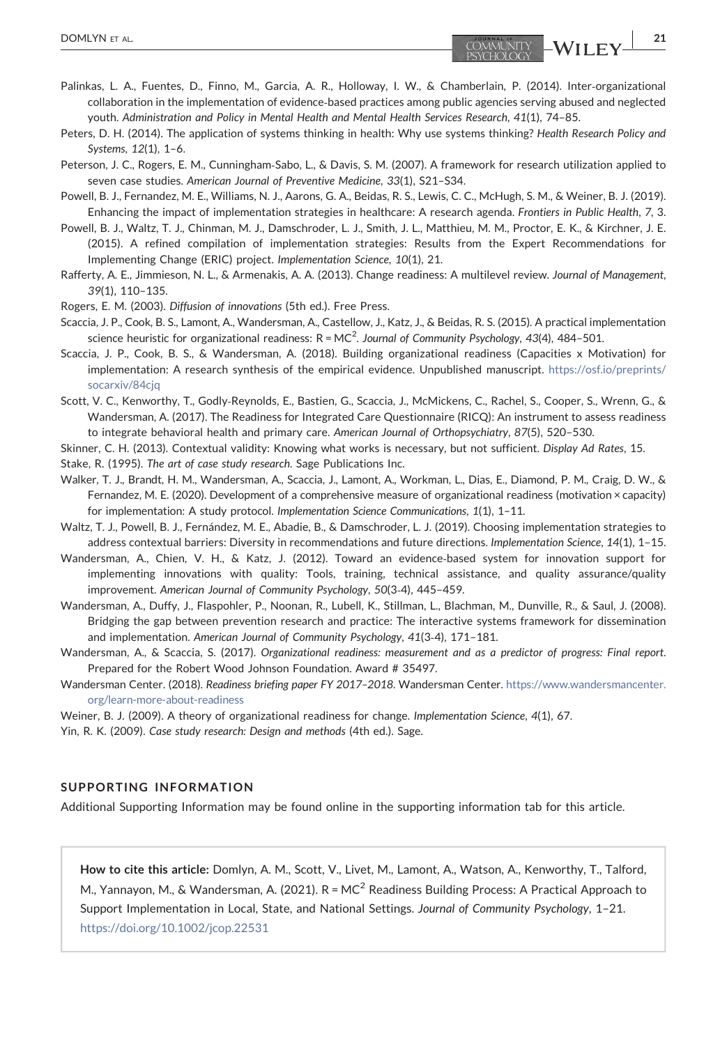Palinkas, L. A., Fuentes, D., Finno, M., Garcia, A. R., Holloway, I. W., & Chamberlain, P. (2014). Inter-organizational collaboration in the implementation of evidence-based practices among public agencies serving abused and neglected youth. *Administration and Policy in Mental Health and Mental Health Services Research*, *41*(1), 74–85.

Peters, D. H. (2014). The application of systems thinking in health: Why use systems thinking? *Health Research Policy and Systems*, *12*(1), 1–6.

Peterson, J. C., Rogers, E. M., Cunningham-Sabo, L., & Davis, S. M. (2007). A framework for research utilization applied to seven case studies. *American Journal of Preventive Medicine*, *33*(1), S21–S34.

Powell, B. J., Fernandez, M. E., Williams, N. J., Aarons, G. A., Beidas, R. S., Lewis, C. C., McHugh, S. M., & Weiner, B. J. (2019). Enhancing the impact of implementation strategies in healthcare: A research agenda. *Frontiers in Public Health*, *7*, 3.

Powell, B. J., Waltz, T. J., Chinman, M. J., Damschroder, L. J., Smith, J. L., Matthieu, M. M., Proctor, E. K., & Kirchner, J. E. (2015). A refined compilation of implementation strategies: Results from the Expert Recommendations for Implementing Change (ERIC) project. *Implementation Science*, *10*(1), 21.

Rafferty, A. E., Jimmieson, N. L., & Armenakis, A. A. (2013). Change readiness: A multilevel review. *Journal of Management*, *39*(1), 110–135.

Rogers, E. M. (2003). *Diffusion of innovations* (5th ed.). Free Press.

Scaccia, J. P., Cook, B. S., Lamont, A., Wandersman, A., Castellow, J., Katz, J., & Beidas, R. S. (2015). A practical implementation science heuristic for organizational readiness: $R = MC^2$. *Journal of Community Psychology*, *43*(4), 484–501.

Scaccia, J. P., Cook, B. S., & Wandersman, A. (2018). Building organizational readiness (Capacities x Motivation) for implementation: A research synthesis of the empirical evidence. Unpublished manuscript. https://osf.io/preprints/socarxiv/84cjq

Scott, V. C., Kenworthy, T., Godly-Reynolds, E., Bastien, G., Scaccia, J., McMickens, C., Rachel, S., Cooper, S., Wrenn, G., & Wandersman, A. (2017). The Readiness for Integrated Care Questionnaire (RICQ): An instrument to assess readiness to integrate behavioral health and primary care. *American Journal of Orthopsychiatry*, *87*(5), 520–530.

Skinner, C. H. (2013). Contextual validity: Knowing what works is necessary, but not sufficient. *Display Ad Rates*, 15.

Stake, R. (1995). *The art of case study research*. Sage Publications Inc.

Walker, T. J., Brandt, H. M., Wandersman, A., Scaccia, J., Lamont, A., Workman, L., Dias, E., Diamond, P. M., Craig, D. W., & Fernandez, M. E. (2020). Development of a comprehensive measure of organizational readiness (motivation × capacity) for implementation: A study protocol. *Implementation Science Communications*, *1*(1), 1–11.

Waltz, T. J., Powell, B. J., Fernández, M. E., Abadie, B., & Damschroder, L. J. (2019). Choosing implementation strategies to address contextual barriers: Diversity in recommendations and future directions. *Implementation Science*, *14*(1), 1–15.

Wandersman, A., Chien, V. H., & Katz, J. (2012). Toward an evidence-based system for innovation support for implementing innovations with quality: Tools, training, technical assistance, and quality assurance/quality improvement. *American Journal of Community Psychology*, *50*(3-4), 445–459.

Wandersman, A., Duffy, J., Flaspohler, P., Noonan, R., Lubell, K., Stillman, L., Blachman, M., Dunville, R., & Saul, J. (2008). Bridging the gap between prevention research and practice: The interactive systems framework for dissemination and implementation. *American Journal of Community Psychology*, *41*(3-4), 171–181.

Wandersman, A., & Scaccia, S. (2017). *Organizational readiness: measurement and as a predictor of progress: Final report*. Prepared for the Robert Wood Johnson Foundation. Award # 35497.

Wandersman Center. (2018). *Readiness briefing paper FY 2017–2018*. Wandersman Center. https://www.wandersmancenter.org/learn-more-about-readiness

Weiner, B. J. (2009). A theory of organizational readiness for change. *Implementation Science*, *4*(1), 67.

Yin, R. K. (2009). *Case study research: Design and methods* (4th ed.). Sage.

## SUPPORTING INFORMATION

Additional Supporting Information may be found online in the supporting information tab for this article.

**How to cite this article:** Domlyn, A. M., Scott, V., Livet, M., Lamont, A., Watson, A., Kenworthy, T., Talford, M., Yannayon, M., & Wandersman, A. (2021). $R = MC^2$ Readiness Building Process: A Practical Approach to Support Implementation in Local, State, and National Settings. *Journal of Community Psychology*, 1–21. https://doi.org/10.1002/jcop.22531